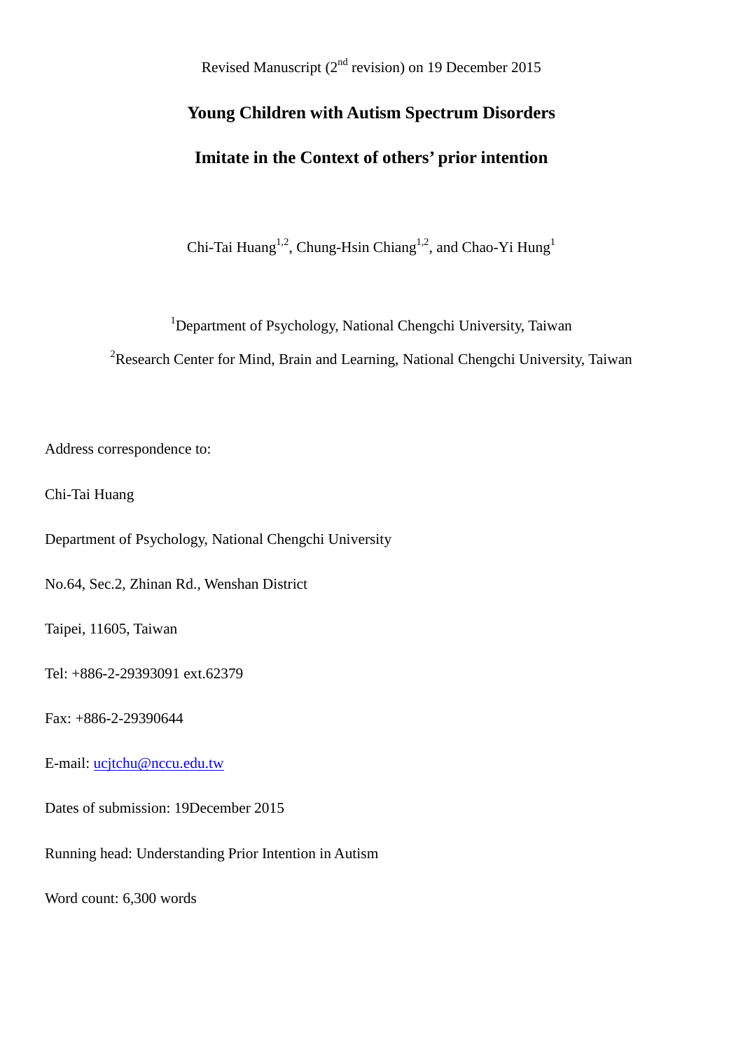Revised Manuscript (2nd revision) on 19 December 2015

# Young Children with Autism Spectrum Disorders

# Imitate in the Context of others' prior intention

Chi-Tai Huang[1,2], Chung-Hsin Chiang[1,2], and Chao-Yi Hung[1]

[1]Department of Psychology, National Chengchi University, Taiwan

[2]Research Center for Mind, Brain and Learning, National Chengchi University, Taiwan

Address correspondence to:

Chi-Tai Huang

Department of Psychology, National Chengchi University

No.64, Sec.2, Zhinan Rd., Wenshan District

Taipei, 11605, Taiwan

Tel: +886-2-29393091 ext.62379

Fax: +886-2-29390644

E-mail: ucjtchu@nccu.edu.tw

Dates of submission: 19December 2015

Running head: Understanding Prior Intention in Autism

Word count: 6,300 words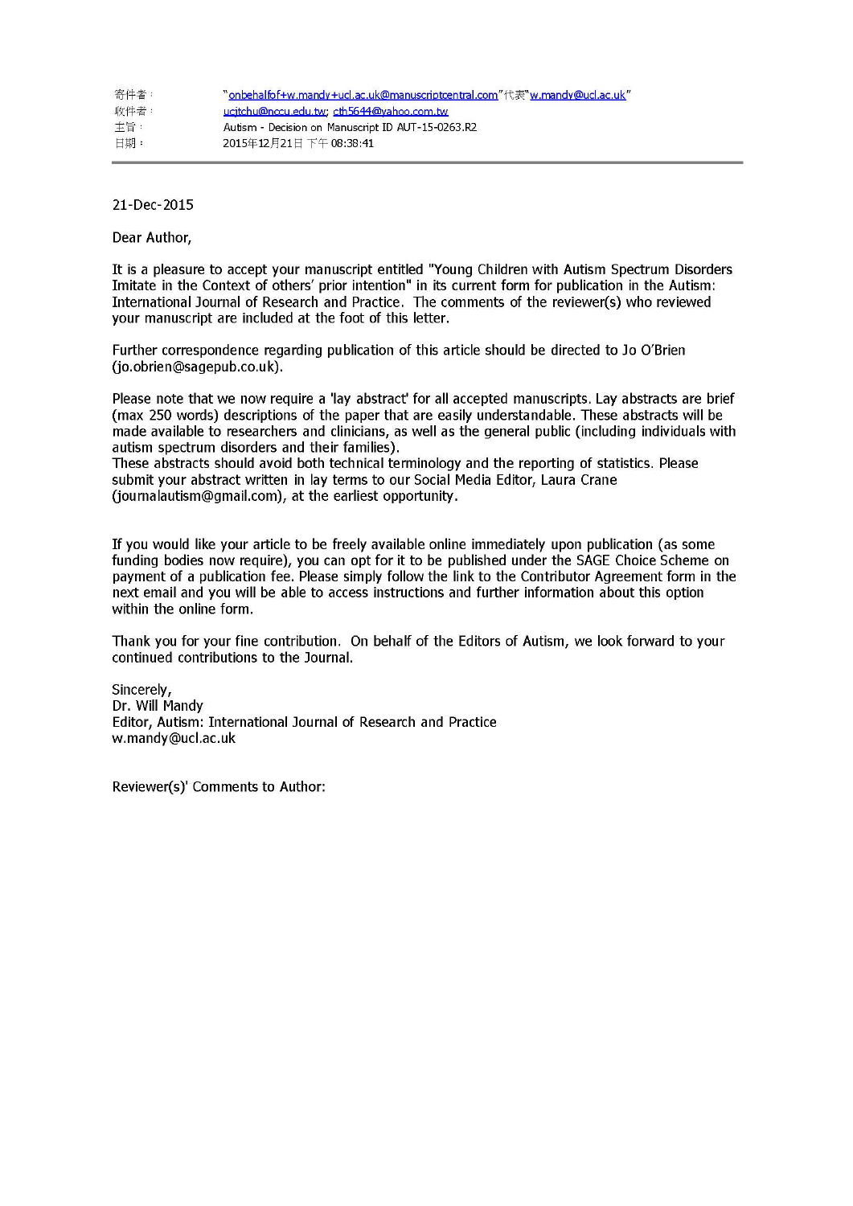寄件者： "onbehalfof+w.mandy+ucl.ac.uk@manuscriptcentral.com"代表"w.mandy@ucl.ac.uk"
收件者： ucjtchu@nccu.edu.tw; cth5644@yahoo.com.tw
主旨： Autism - Decision on Manuscript ID AUT-15-0263.R2
日期： 2015年12月21日 下午 08:38:41

---

21-Dec-2015

Dear Author,

It is a pleasure to accept your manuscript entitled "Young Children with Autism Spectrum Disorders Imitate in the Context of others' prior intention" in its current form for publication in the Autism: International Journal of Research and Practice. The comments of the reviewer(s) who reviewed your manuscript are included at the foot of this letter.

Further correspondence regarding publication of this article should be directed to Jo O'Brien (jo.obrien@sagepub.co.uk).

Please note that we now require a 'lay abstract' for all accepted manuscripts. Lay abstracts are brief (max 250 words) descriptions of the paper that are easily understandable. These abstracts will be made available to researchers and clinicians, as well as the general public (including individuals with autism spectrum disorders and their families).
These abstracts should avoid both technical terminology and the reporting of statistics. Please submit your abstract written in lay terms to our Social Media Editor, Laura Crane (journalautism@gmail.com), at the earliest opportunity.

If you would like your article to be freely available online immediately upon publication (as some funding bodies now require), you can opt for it to be published under the SAGE Choice Scheme on payment of a publication fee. Please simply follow the link to the Contributor Agreement form in the next email and you will be able to access instructions and further information about this option within the online form.

Thank you for your fine contribution. On behalf of the Editors of Autism, we look forward to your continued contributions to the Journal.

Sincerely,
Dr. Will Mandy
Editor, Autism: International Journal of Research and Practice
w.mandy@ucl.ac.uk

Reviewer(s)' Comments to Author: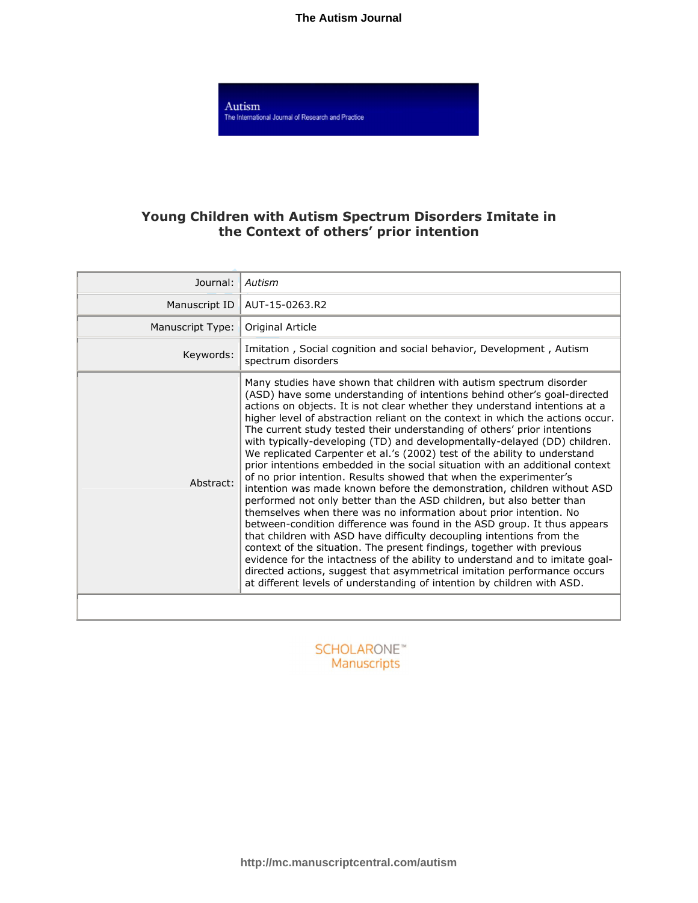# Young Children with Autism Spectrum Disorders Imitate in the Context of others' prior intention

| | |
|---|---|
| Journal: | *Autism* |
| Manuscript ID | AUT-15-0263.R2 |
| Manuscript Type: | Original Article |
| Keywords: | Imitation , Social cognition and social behavior, Development , Autism spectrum disorders |
| Abstract: | Many studies have shown that children with autism spectrum disorder (ASD) have some understanding of intentions behind other's goal-directed actions on objects. It is not clear whether they understand intentions at a higher level of abstraction reliant on the context in which the actions occur. The current study tested their understanding of others' prior intentions with typically-developing (TD) and developmentally-delayed (DD) children. We replicated Carpenter et al.'s (2002) test of the ability to understand prior intentions embedded in the social situation with an additional context of no prior intention. Results showed that when the experimenter's intention was made known before the demonstration, children without ASD performed not only better than the ASD children, but also better than themselves when there was no information about prior intention. No between-condition difference was found in the ASD group. It thus appears that children with ASD have difficulty decoupling intentions from the context of the situation. The present findings, together with previous evidence for the intactness of the ability to understand and to imitate goal-directed actions, suggest that asymmetrical imitation performance occurs at different levels of understanding of intention by children with ASD. |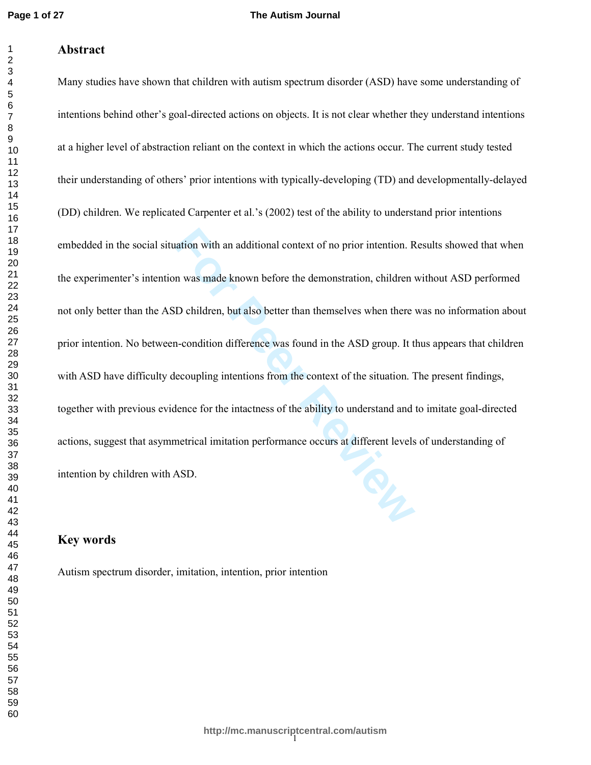## Abstract

Many studies have shown that children with autism spectrum disorder (ASD) have some understanding of intentions behind other's goal-directed actions on objects. It is not clear whether they understand intentions at a higher level of abstraction reliant on the context in which the actions occur. The current study tested their understanding of others' prior intentions with typically-developing (TD) and developmentally-delayed (DD) children. We replicated Carpenter et al.'s (2002) test of the ability to understand prior intentions embedded in the social situation with an additional context of no prior intention. Results showed that when the experimenter's intention was made known before the demonstration, children without ASD performed not only better than the ASD children, but also better than themselves when there was no information about prior intention. No between-condition difference was found in the ASD group. It thus appears that children with ASD have difficulty decoupling intentions from the context of the situation. The present findings, together with previous evidence for the intactness of the ability to understand and to imitate goal-directed actions, suggest that asymmetrical imitation performance occurs at different levels of understanding of intention by children with ASD.

## Key words

Autism spectrum disorder, imitation, intention, prior intention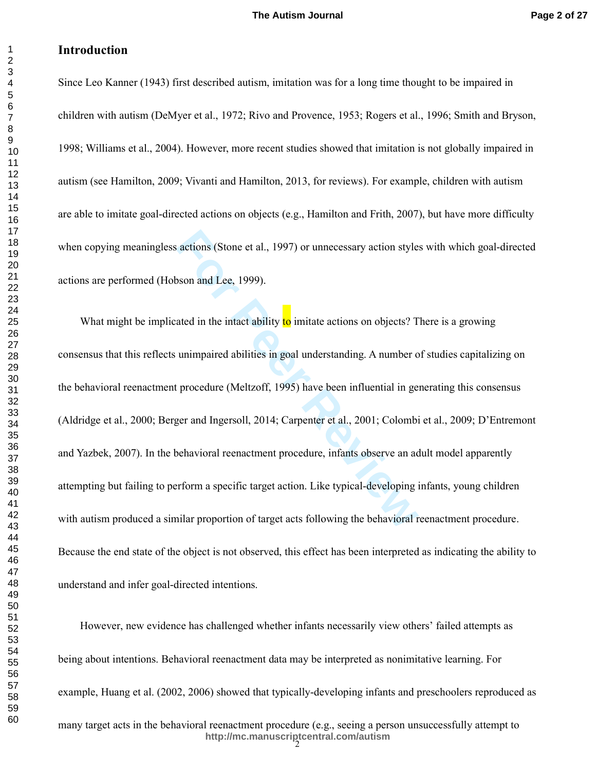## Introduction

Since Leo Kanner (1943) first described autism, imitation was for a long time thought to be impaired in children with autism (DeMyer et al., 1972; Rivo and Provence, 1953; Rogers et al., 1996; Smith and Bryson, 1998; Williams et al., 2004). However, more recent studies showed that imitation is not globally impaired in autism (see Hamilton, 2009; Vivanti and Hamilton, 2013, for reviews). For example, children with autism are able to imitate goal-directed actions on objects (e.g., Hamilton and Frith, 2007), but have more difficulty when copying meaningless actions (Stone et al., 1997) or unnecessary action styles with which goal-directed actions are performed (Hobson and Lee, 1999).

What might be implicated in the intact ability to imitate actions on objects? There is a growing consensus that this reflects unimpaired abilities in goal understanding. A number of studies capitalizing on the behavioral reenactment procedure (Meltzoff, 1995) have been influential in generating this consensus (Aldridge et al., 2000; Berger and Ingersoll, 2014; Carpenter et al., 2001; Colombi et al., 2009; D'Entremont and Yazbek, 2007). In the behavioral reenactment procedure, infants observe an adult model apparently attempting but failing to perform a specific target action. Like typical-developing infants, young children with autism produced a similar proportion of target acts following the behavioral reenactment procedure. Because the end state of the object is not observed, this effect has been interpreted as indicating the ability to understand and infer goal-directed intentions.

However, new evidence has challenged whether infants necessarily view others' failed attempts as being about intentions. Behavioral reenactment data may be interpreted as nonimitative learning. For example, Huang et al. (2002, 2006) showed that typically-developing infants and preschoolers reproduced as many target acts in the behavioral reenactment procedure (e.g., seeing a person unsuccessfully attempt to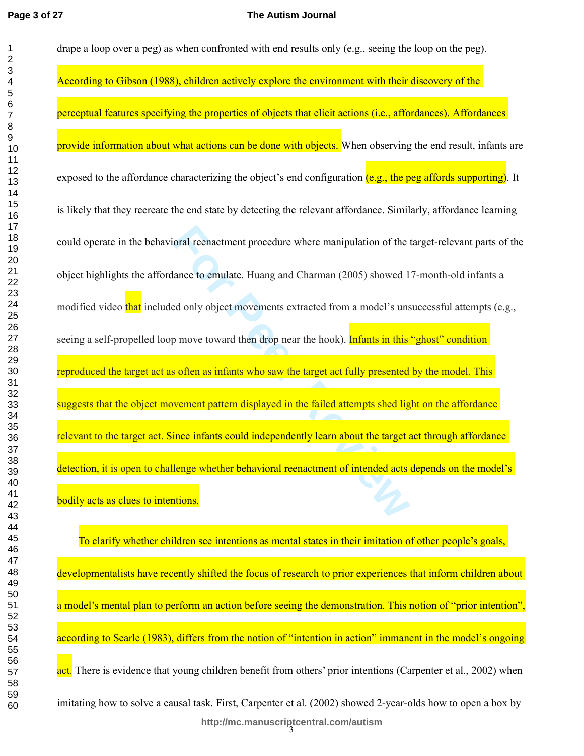drape a loop over a peg) as when confronted with end results only (e.g., seeing the loop on the peg). According to Gibson (1988), children actively explore the environment with their discovery of the perceptual features specifying the properties of objects that elicit actions (i.e., affordances). Affordances provide information about what actions can be done with objects. When observing the end result, infants are exposed to the affordance characterizing the object's end configuration (e.g., the peg affords supporting). It is likely that they recreate the end state by detecting the relevant affordance. Similarly, affordance learning could operate in the behavioral reenactment procedure where manipulation of the target-relevant parts of the object highlights the affordance to emulate. Huang and Charman (2005) showed 17-month-old infants a modified video that included only object movements extracted from a model's unsuccessful attempts (e.g., seeing a self-propelled loop move toward then drop near the hook). Infants in this "ghost" condition reproduced the target act as often as infants who saw the target act fully presented by the model. This suggests that the object movement pattern displayed in the failed attempts shed light on the affordance relevant to the target act. Since infants could independently learn about the target act through affordance detection, it is open to challenge whether behavioral reenactment of intended acts depends on the model's bodily acts as clues to intentions.

To clarify whether children see intentions as mental states in their imitation of other people's goals, developmentalists have recently shifted the focus of research to prior experiences that inform children about a model's mental plan to perform an action before seeing the demonstration. This notion of "prior intention", according to Searle (1983), differs from the notion of "intention in action" immanent in the model's ongoing act. There is evidence that young children benefit from others' prior intentions (Carpenter et al., 2002) when imitating how to solve a causal task. First, Carpenter et al. (2002) showed 2-year-olds how to open a box by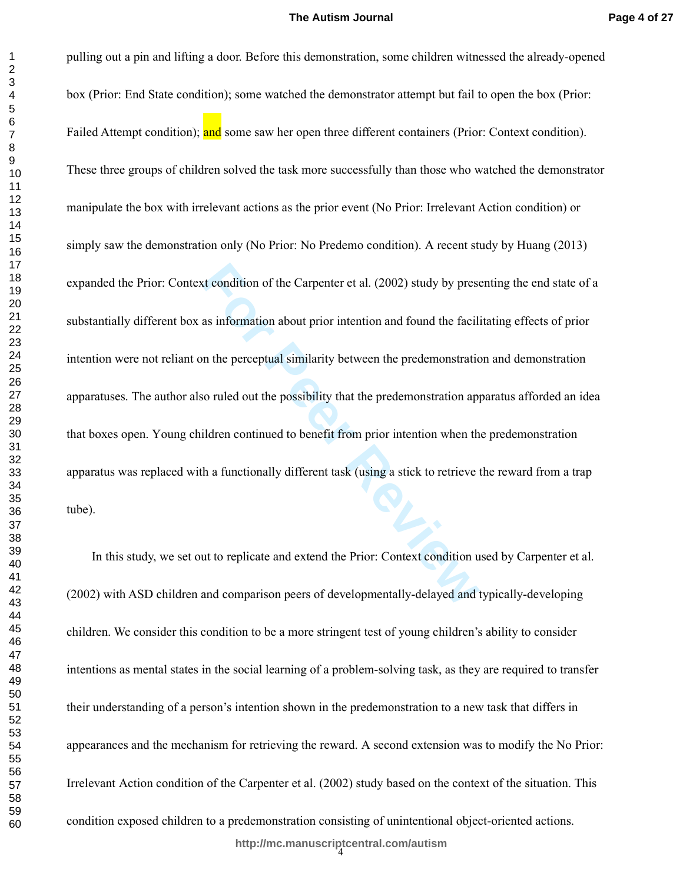pulling out a pin and lifting a door. Before this demonstration, some children witnessed the already-opened box (Prior: End State condition); some watched the demonstrator attempt but fail to open the box (Prior: Failed Attempt condition); and some saw her open three different containers (Prior: Context condition). These three groups of children solved the task more successfully than those who watched the demonstrator manipulate the box with irrelevant actions as the prior event (No Prior: Irrelevant Action condition) or simply saw the demonstration only (No Prior: No Predemo condition). A recent study by Huang (2013) expanded the Prior: Context condition of the Carpenter et al. (2002) study by presenting the end state of a substantially different box as information about prior intention and found the facilitating effects of prior intention were not reliant on the perceptual similarity between the predemonstration and demonstration apparatuses. The author also ruled out the possibility that the predemonstration apparatus afforded an idea that boxes open. Young children continued to benefit from prior intention when the predemonstration apparatus was replaced with a functionally different task (using a stick to retrieve the reward from a trap tube).

In this study, we set out to replicate and extend the Prior: Context condition used by Carpenter et al. (2002) with ASD children and comparison peers of developmentally-delayed and typically-developing children. We consider this condition to be a more stringent test of young children's ability to consider intentions as mental states in the social learning of a problem-solving task, as they are required to transfer their understanding of a person's intention shown in the predemonstration to a new task that differs in appearances and the mechanism for retrieving the reward. A second extension was to modify the No Prior: Irrelevant Action condition of the Carpenter et al. (2002) study based on the context of the situation. This condition exposed children to a predemonstration consisting of unintentional object-oriented actions.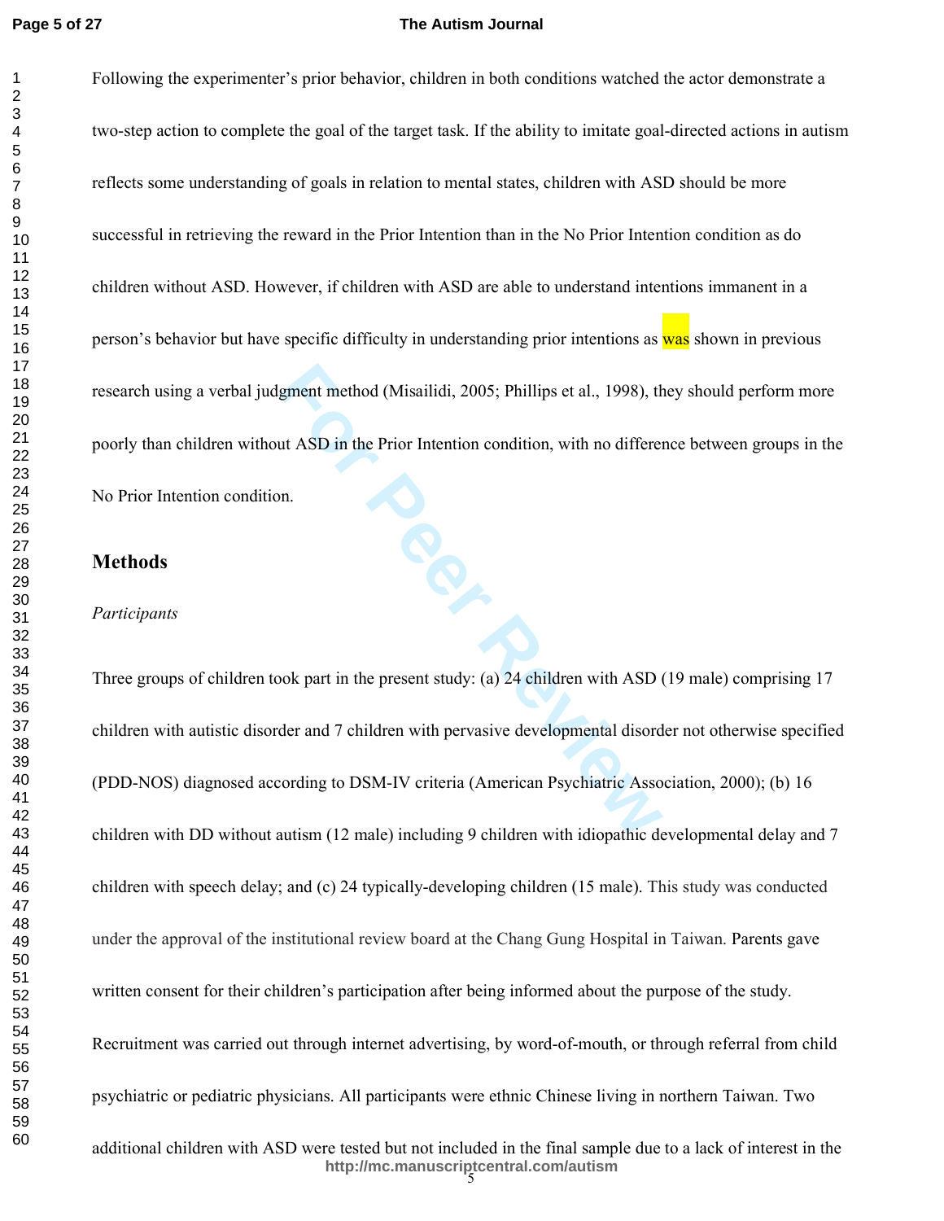Following the experimenter's prior behavior, children in both conditions watched the actor demonstrate a two-step action to complete the goal of the target task. If the ability to imitate goal-directed actions in autism reflects some understanding of goals in relation to mental states, children with ASD should be more successful in retrieving the reward in the Prior Intention than in the No Prior Intention condition as do children without ASD. However, if children with ASD are able to understand intentions immanent in a person's behavior but have specific difficulty in understanding prior intentions as was shown in previous research using a verbal judgment method (Misailidi, 2005; Phillips et al., 1998), they should perform more poorly than children without ASD in the Prior Intention condition, with no difference between groups in the No Prior Intention condition.

## Methods

### *Participants*

Three groups of children took part in the present study: (a) 24 children with ASD (19 male) comprising 17 children with autistic disorder and 7 children with pervasive developmental disorder not otherwise specified (PDD-NOS) diagnosed according to DSM-IV criteria (American Psychiatric Association, 2000); (b) 16 children with DD without autism (12 male) including 9 children with idiopathic developmental delay and 7 children with speech delay; and (c) 24 typically-developing children (15 male). This study was conducted under the approval of the institutional review board at the Chang Gung Hospital in Taiwan. Parents gave written consent for their children's participation after being informed about the purpose of the study. Recruitment was carried out through internet advertising, by word-of-mouth, or through referral from child psychiatric or pediatric physicians. All participants were ethnic Chinese living in northern Taiwan. Two additional children with ASD were tested but not included in the final sample due to a lack of interest in the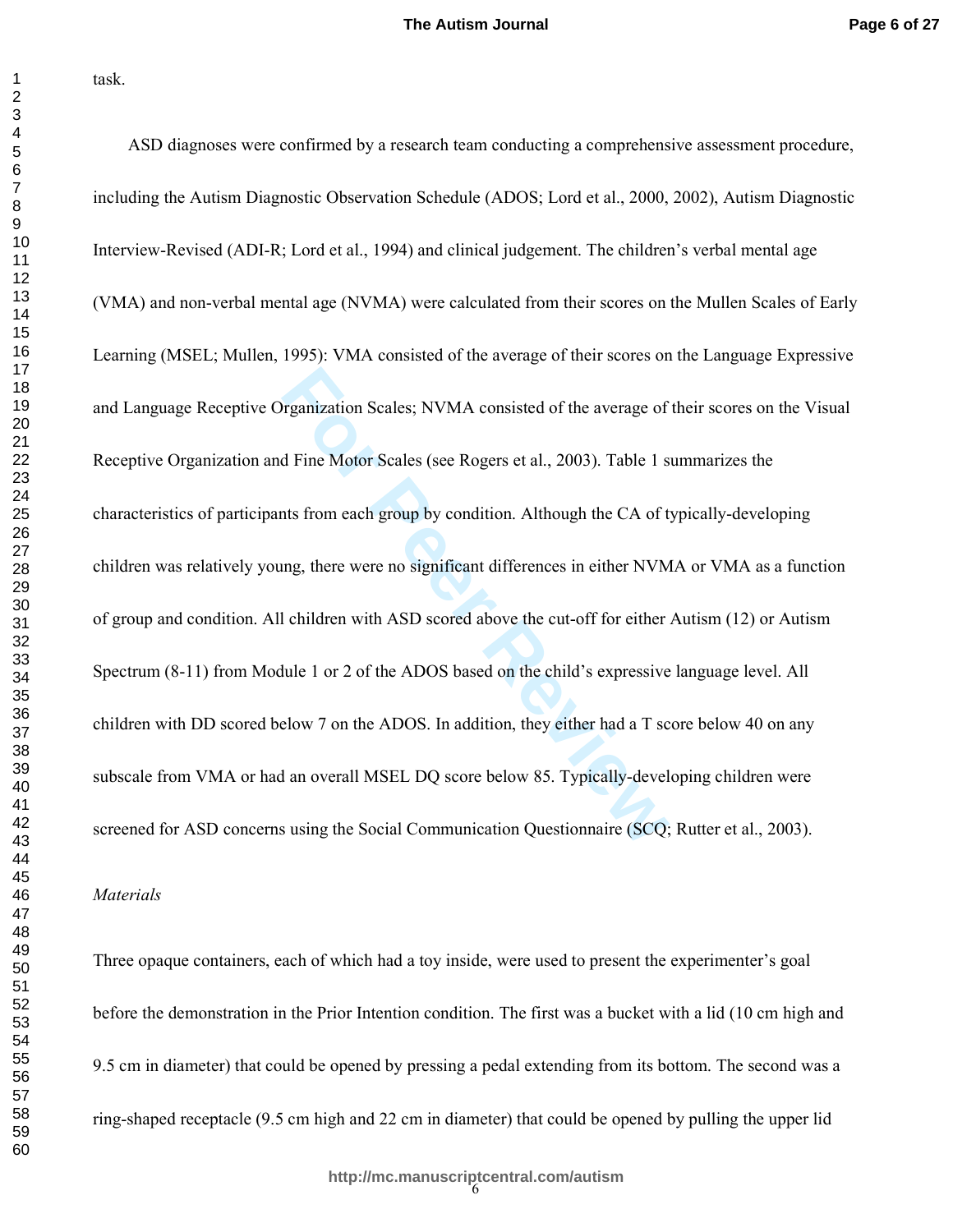task.

ASD diagnoses were confirmed by a research team conducting a comprehensive assessment procedure, including the Autism Diagnostic Observation Schedule (ADOS; Lord et al., 2000, 2002), Autism Diagnostic Interview-Revised (ADI-R; Lord et al., 1994) and clinical judgement. The children's verbal mental age (VMA) and non-verbal mental age (NVMA) were calculated from their scores on the Mullen Scales of Early Learning (MSEL; Mullen, 1995): VMA consisted of the average of their scores on the Language Expressive and Language Receptive Organization Scales; NVMA consisted of the average of their scores on the Visual Receptive Organization and Fine Motor Scales (see Rogers et al., 2003). Table 1 summarizes the characteristics of participants from each group by condition. Although the CA of typically-developing children was relatively young, there were no significant differences in either NVMA or VMA as a function of group and condition. All children with ASD scored above the cut-off for either Autism (12) or Autism Spectrum (8-11) from Module 1 or 2 of the ADOS based on the child's expressive language level. All children with DD scored below 7 on the ADOS. In addition, they either had a T score below 40 on any subscale from VMA or had an overall MSEL DQ score below 85. Typically-developing children were screened for ASD concerns using the Social Communication Questionnaire (SCQ; Rutter et al., 2003).

*Materials*

Three opaque containers, each of which had a toy inside, were used to present the experimenter's goal before the demonstration in the Prior Intention condition. The first was a bucket with a lid (10 cm high and 9.5 cm in diameter) that could be opened by pressing a pedal extending from its bottom. The second was a ring-shaped receptacle (9.5 cm high and 22 cm in diameter) that could be opened by pulling the upper lid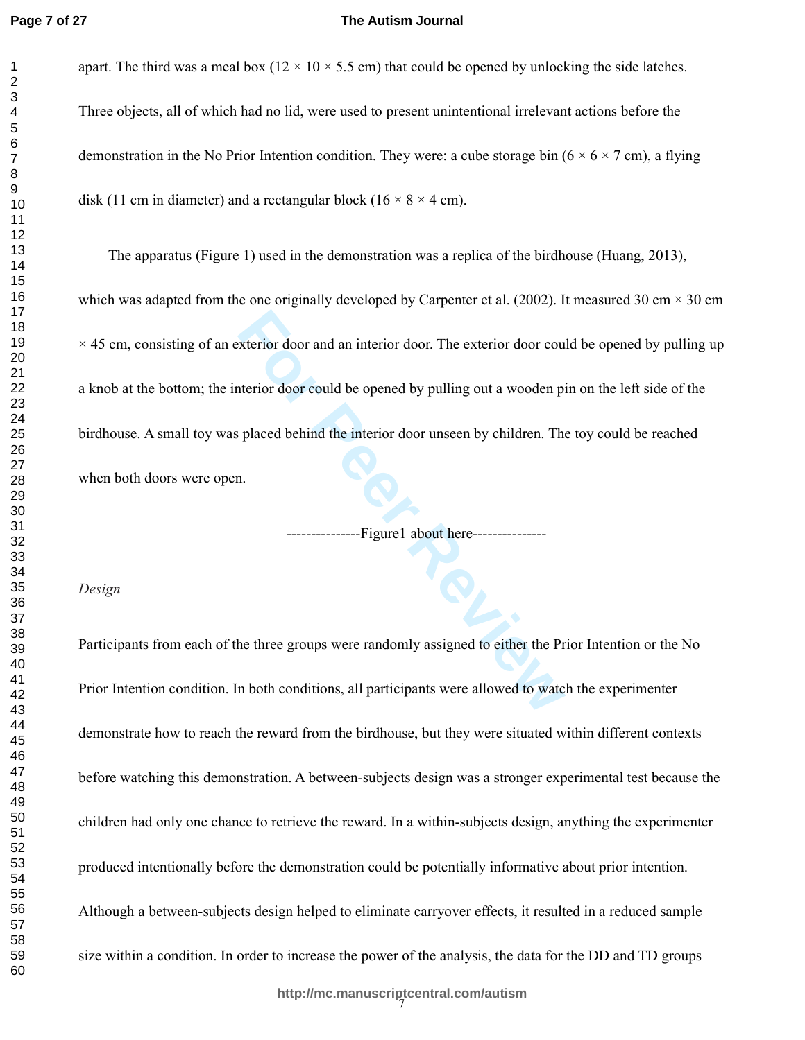apart. The third was a meal box (12 × 10 × 5.5 cm) that could be opened by unlocking the side latches. Three objects, all of which had no lid, were used to present unintentional irrelevant actions before the demonstration in the No Prior Intention condition. They were: a cube storage bin (6 × 6 × 7 cm), a flying disk (11 cm in diameter) and a rectangular block (16 × 8 × 4 cm).

The apparatus (Figure 1) used in the demonstration was a replica of the birdhouse (Huang, 2013), which was adapted from the one originally developed by Carpenter et al. (2002). It measured 30 cm × 30 cm × 45 cm, consisting of an exterior door and an interior door. The exterior door could be opened by pulling up a knob at the bottom; the interior door could be opened by pulling out a wooden pin on the left side of the birdhouse. A small toy was placed behind the interior door unseen by children. The toy could be reached when both doors were open.

---------------Figure1 about here---------------

*Design*

Participants from each of the three groups were randomly assigned to either the Prior Intention or the No Prior Intention condition. In both conditions, all participants were allowed to watch the experimenter demonstrate how to reach the reward from the birdhouse, but they were situated within different contexts before watching this demonstration. A between-subjects design was a stronger experimental test because the children had only one chance to retrieve the reward. In a within-subjects design, anything the experimenter produced intentionally before the demonstration could be potentially informative about prior intention. Although a between-subjects design helped to eliminate carryover effects, it resulted in a reduced sample size within a condition. In order to increase the power of the analysis, the data for the DD and TD groups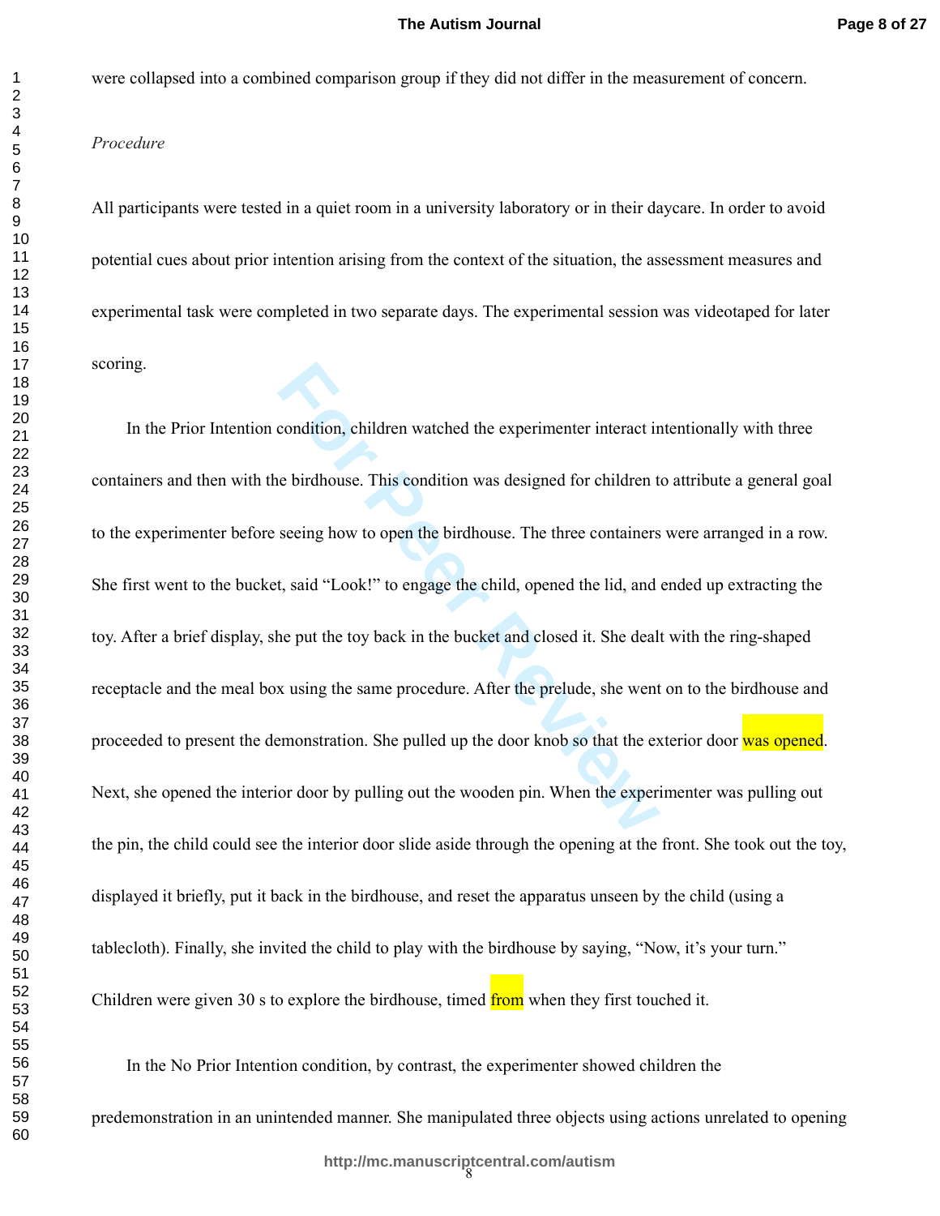were collapsed into a combined comparison group if they did not differ in the measurement of concern.

*Procedure*

All participants were tested in a quiet room in a university laboratory or in their daycare. In order to avoid potential cues about prior intention arising from the context of the situation, the assessment measures and experimental task were completed in two separate days. The experimental session was videotaped for later scoring.

In the Prior Intention condition, children watched the experimenter interact intentionally with three containers and then with the birdhouse. This condition was designed for children to attribute a general goal to the experimenter before seeing how to open the birdhouse. The three containers were arranged in a row. She first went to the bucket, said "Look!" to engage the child, opened the lid, and ended up extracting the toy. After a brief display, she put the toy back in the bucket and closed it. She dealt with the ring-shaped receptacle and the meal box using the same procedure. After the prelude, she went on to the birdhouse and proceeded to present the demonstration. She pulled up the door knob so that the exterior door was opened. Next, she opened the interior door by pulling out the wooden pin. When the experimenter was pulling out the pin, the child could see the interior door slide aside through the opening at the front. She took out the toy, displayed it briefly, put it back in the birdhouse, and reset the apparatus unseen by the child (using a tablecloth). Finally, she invited the child to play with the birdhouse by saying, "Now, it's your turn." Children were given 30 s to explore the birdhouse, timed from when they first touched it.

In the No Prior Intention condition, by contrast, the experimenter showed children the predemonstration in an unintended manner. She manipulated three objects using actions unrelated to opening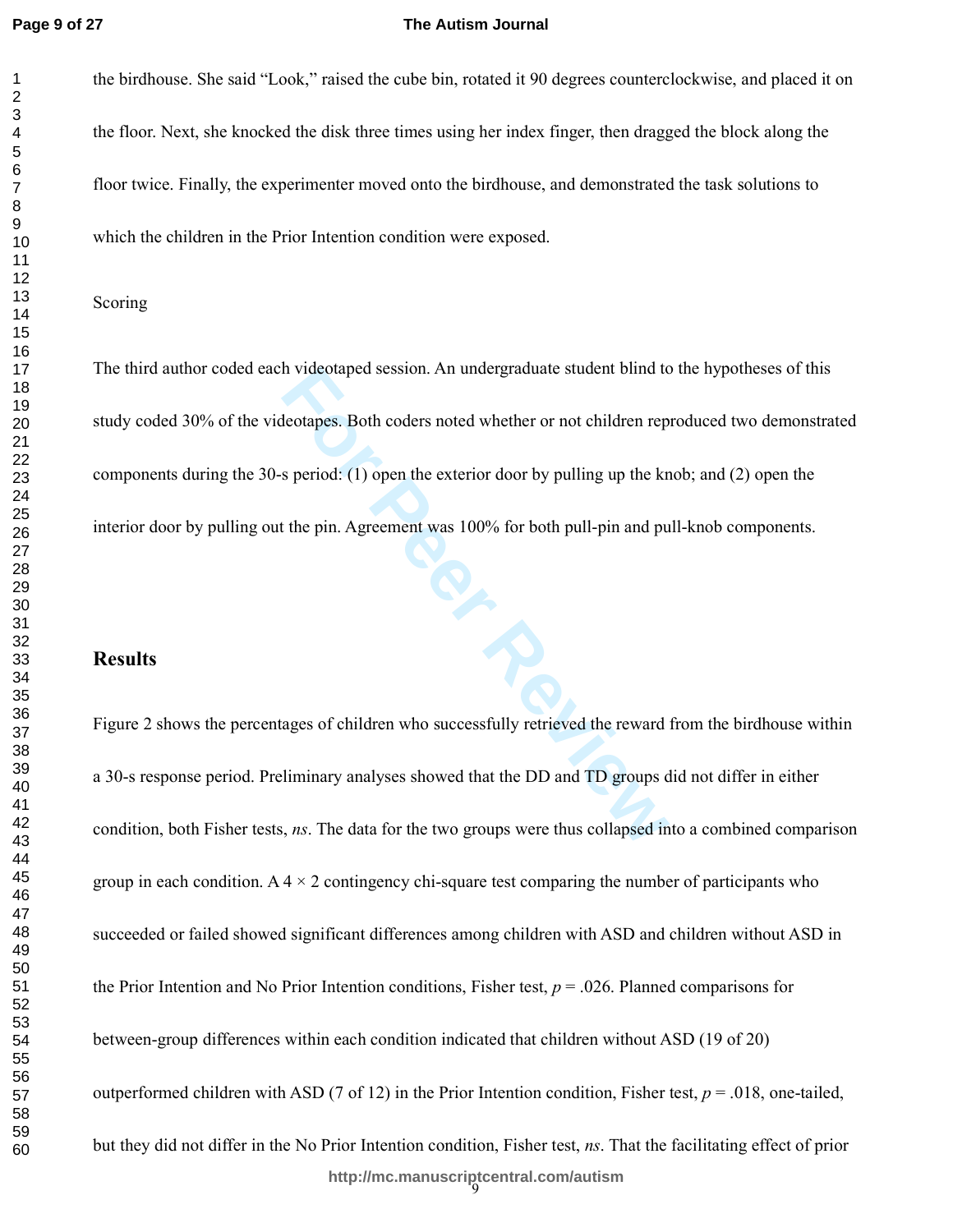the birdhouse. She said "Look," raised the cube bin, rotated it 90 degrees counterclockwise, and placed it on the floor. Next, she knocked the disk three times using her index finger, then dragged the block along the floor twice. Finally, the experimenter moved onto the birdhouse, and demonstrated the task solutions to which the children in the Prior Intention condition were exposed.

Scoring

The third author coded each videotaped session. An undergraduate student blind to the hypotheses of this study coded 30% of the videotapes. Both coders noted whether or not children reproduced two demonstrated components during the 30-s period: (1) open the exterior door by pulling up the knob; and (2) open the interior door by pulling out the pin. Agreement was 100% for both pull-pin and pull-knob components.

## Results

Figure 2 shows the percentages of children who successfully retrieved the reward from the birdhouse within a 30-s response period. Preliminary analyses showed that the DD and TD groups did not differ in either condition, both Fisher tests, *ns*. The data for the two groups were thus collapsed into a combined comparison group in each condition. A $4 \times 2$ contingency chi-square test comparing the number of participants who succeeded or failed showed significant differences among children with ASD and children without ASD in the Prior Intention and No Prior Intention conditions, Fisher test, $p = .026$. Planned comparisons for between-group differences within each condition indicated that children without ASD (19 of 20) outperformed children with ASD (7 of 12) in the Prior Intention condition, Fisher test, $p = .018$, one-tailed, but they did not differ in the No Prior Intention condition, Fisher test, *ns*. That the facilitating effect of prior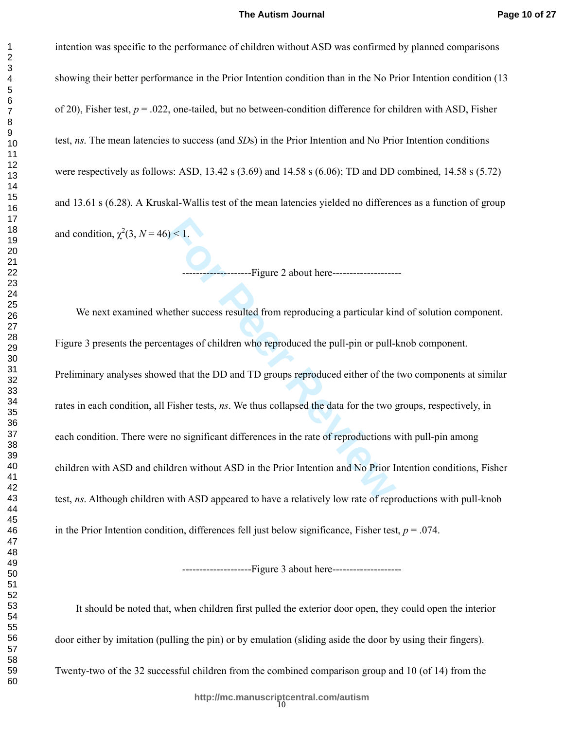intention was specific to the performance of children without ASD was confirmed by planned comparisons showing their better performance in the Prior Intention condition than in the No Prior Intention condition (13 of 20), Fisher test, $p = .022$, one-tailed, but no between-condition difference for children with ASD, Fisher test, *ns*. The mean latencies to success (and *SD*s) in the Prior Intention and No Prior Intention conditions were respectively as follows: ASD, 13.42 s (3.69) and 14.58 s (6.06); TD and DD combined, 14.58 s (5.72) and 13.61 s (6.28). A Kruskal-Wallis test of the mean latencies yielded no differences as a function of group and condition, $\chi^2(3, N = 46) < 1$.

--------------------Figure 2 about here--------------------

We next examined whether success resulted from reproducing a particular kind of solution component. Figure 3 presents the percentages of children who reproduced the pull-pin or pull-knob component. Preliminary analyses showed that the DD and TD groups reproduced either of the two components at similar rates in each condition, all Fisher tests, *ns*. We thus collapsed the data for the two groups, respectively, in each condition. There were no significant differences in the rate of reproductions with pull-pin among children with ASD and children without ASD in the Prior Intention and No Prior Intention conditions, Fisher test, *ns*. Although children with ASD appeared to have a relatively low rate of reproductions with pull-knob in the Prior Intention condition, differences fell just below significance, Fisher test, $p = .074$.

--------------------Figure 3 about here--------------------

It should be noted that, when children first pulled the exterior door open, they could open the interior door either by imitation (pulling the pin) or by emulation (sliding aside the door by using their fingers). Twenty-two of the 32 successful children from the combined comparison group and 10 (of 14) from the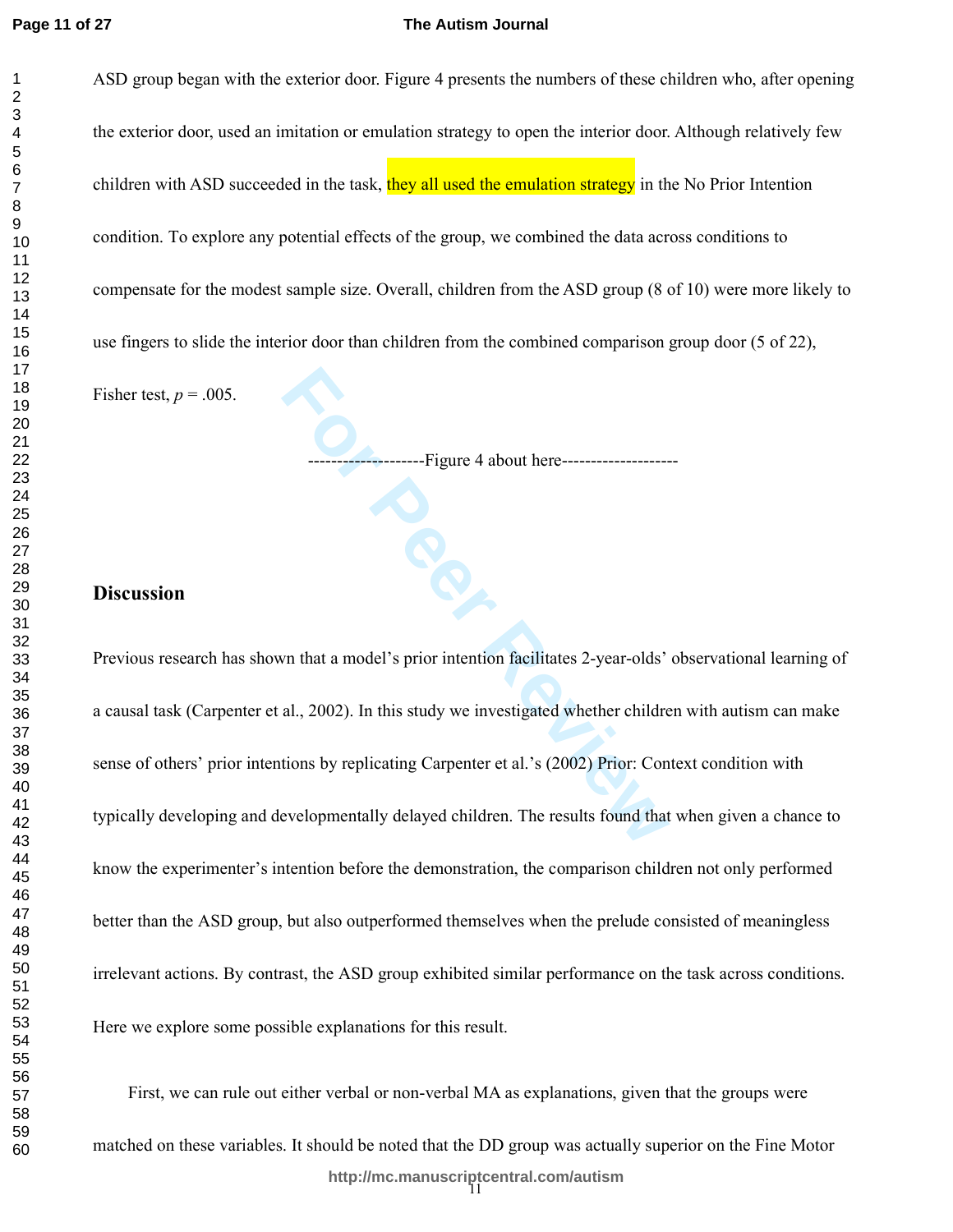ASD group began with the exterior door. Figure 4 presents the numbers of these children who, after opening the exterior door, used an imitation or emulation strategy to open the interior door. Although relatively few children with ASD succeeded in the task, they all used the emulation strategy in the No Prior Intention condition. To explore any potential effects of the group, we combined the data across conditions to compensate for the modest sample size. Overall, children from the ASD group (8 of 10) were more likely to use fingers to slide the interior door than children from the combined comparison group door (5 of 22), Fisher test, $p = .005$.

--------------------Figure 4 about here--------------------

## Discussion

Previous research has shown that a model's prior intention facilitates 2-year-olds' observational learning of a causal task (Carpenter et al., 2002). In this study we investigated whether children with autism can make sense of others' prior intentions by replicating Carpenter et al.'s (2002) Prior: Context condition with typically developing and developmentally delayed children. The results found that when given a chance to know the experimenter's intention before the demonstration, the comparison children not only performed better than the ASD group, but also outperformed themselves when the prelude consisted of meaningless irrelevant actions. By contrast, the ASD group exhibited similar performance on the task across conditions. Here we explore some possible explanations for this result.

First, we can rule out either verbal or non-verbal MA as explanations, given that the groups were matched on these variables. It should be noted that the DD group was actually superior on the Fine Motor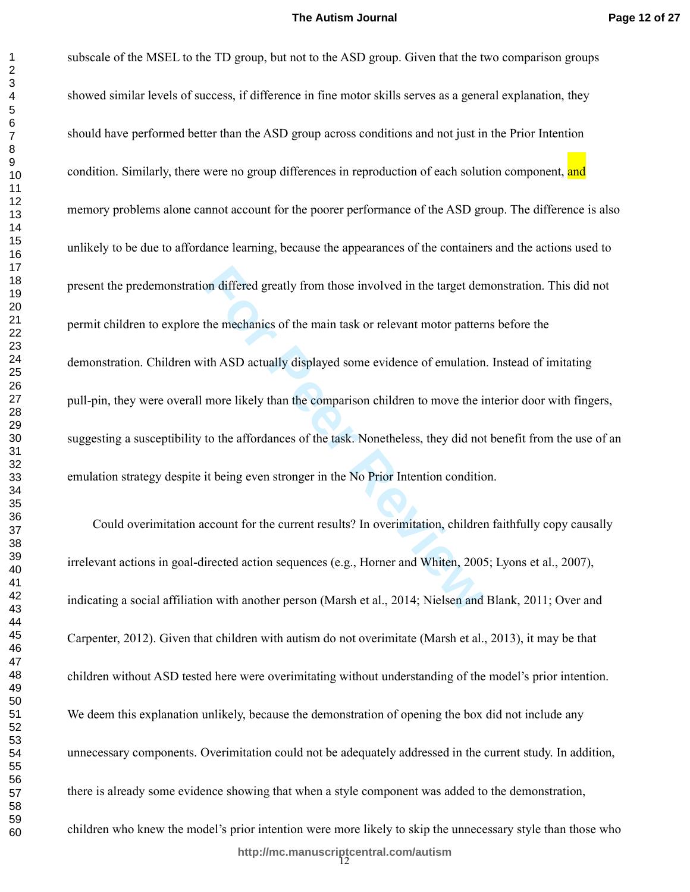subscale of the MSEL to the TD group, but not to the ASD group. Given that the two comparison groups showed similar levels of success, if difference in fine motor skills serves as a general explanation, they should have performed better than the ASD group across conditions and not just in the Prior Intention condition. Similarly, there were no group differences in reproduction of each solution component, and memory problems alone cannot account for the poorer performance of the ASD group. The difference is also unlikely to be due to affordance learning, because the appearances of the containers and the actions used to present the predemonstration differed greatly from those involved in the target demonstration. This did not permit children to explore the mechanics of the main task or relevant motor patterns before the demonstration. Children with ASD actually displayed some evidence of emulation. Instead of imitating pull-pin, they were overall more likely than the comparison children to move the interior door with fingers, suggesting a susceptibility to the affordances of the task. Nonetheless, they did not benefit from the use of an emulation strategy despite it being even stronger in the No Prior Intention condition.

Could overimitation account for the current results? In overimitation, children faithfully copy causally irrelevant actions in goal-directed action sequences (e.g., Horner and Whiten, 2005; Lyons et al., 2007), indicating a social affiliation with another person (Marsh et al., 2014; Nielsen and Blank, 2011; Over and Carpenter, 2012). Given that children with autism do not overimitate (Marsh et al., 2013), it may be that children without ASD tested here were overimitating without understanding of the model's prior intention. We deem this explanation unlikely, because the demonstration of opening the box did not include any unnecessary components. Overimitation could not be adequately addressed in the current study. In addition, there is already some evidence showing that when a style component was added to the demonstration, children who knew the model's prior intention were more likely to skip the unnecessary style than those who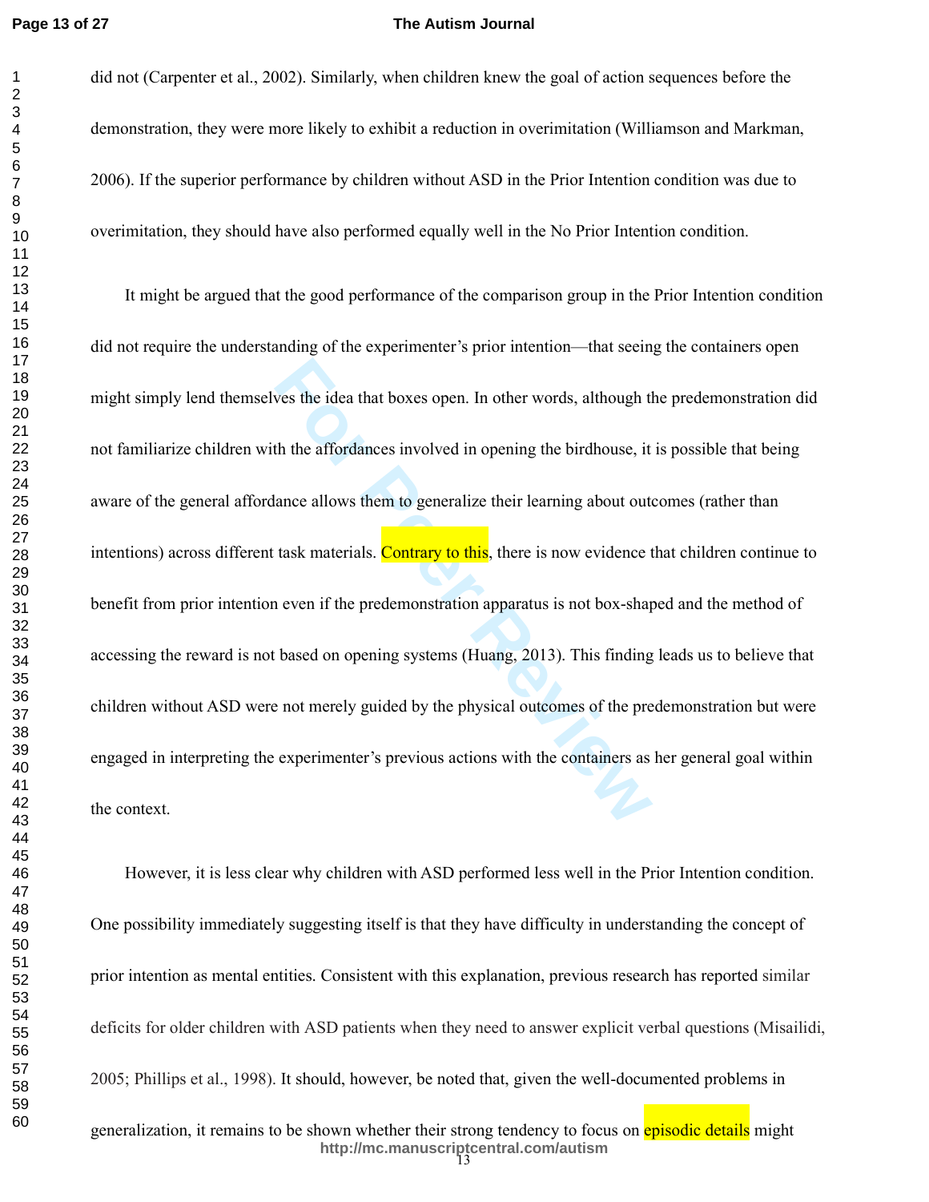did not (Carpenter et al., 2002). Similarly, when children knew the goal of action sequences before the demonstration, they were more likely to exhibit a reduction in overimitation (Williamson and Markman, 2006). If the superior performance by children without ASD in the Prior Intention condition was due to overimitation, they should have also performed equally well in the No Prior Intention condition.

It might be argued that the good performance of the comparison group in the Prior Intention condition did not require the understanding of the experimenter's prior intention—that seeing the containers open might simply lend themselves the idea that boxes open. In other words, although the predemonstration did not familiarize children with the affordances involved in opening the birdhouse, it is possible that being aware of the general affordance allows them to generalize their learning about outcomes (rather than intentions) across different task materials. Contrary to this, there is now evidence that children continue to benefit from prior intention even if the predemonstration apparatus is not box-shaped and the method of accessing the reward is not based on opening systems (Huang, 2013). This finding leads us to believe that children without ASD were not merely guided by the physical outcomes of the predemonstration but were engaged in interpreting the experimenter's previous actions with the containers as her general goal within the context.

However, it is less clear why children with ASD performed less well in the Prior Intention condition. One possibility immediately suggesting itself is that they have difficulty in understanding the concept of prior intention as mental entities. Consistent with this explanation, previous research has reported similar deficits for older children with ASD patients when they need to answer explicit verbal questions (Misailidi, 2005; Phillips et al., 1998). It should, however, be noted that, given the well-documented problems in generalization, it remains to be shown whether their strong tendency to focus on episodic details might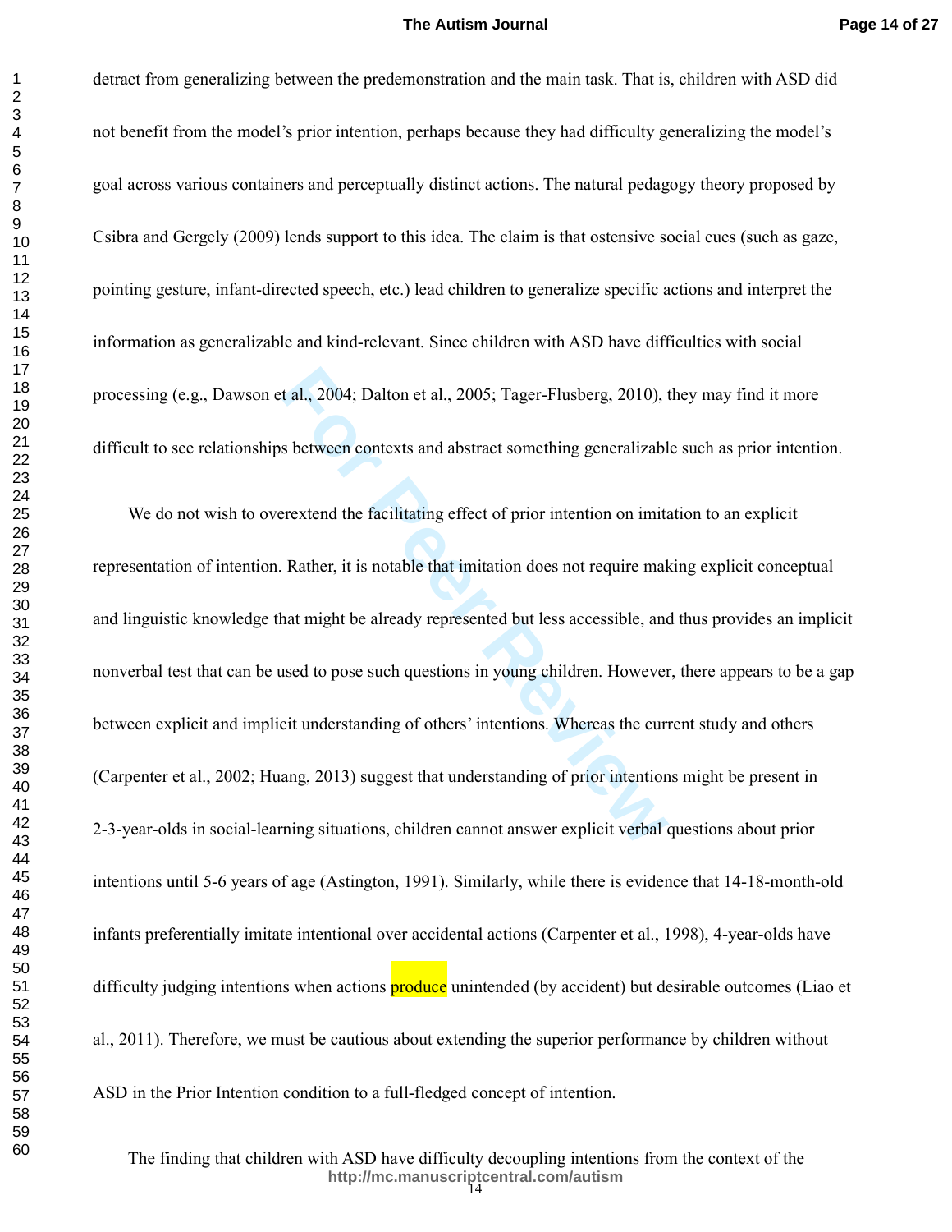detract from generalizing between the predemonstration and the main task. That is, children with ASD did not benefit from the model's prior intention, perhaps because they had difficulty generalizing the model's goal across various containers and perceptually distinct actions. The natural pedagogy theory proposed by Csibra and Gergely (2009) lends support to this idea. The claim is that ostensive social cues (such as gaze, pointing gesture, infant-directed speech, etc.) lead children to generalize specific actions and interpret the information as generalizable and kind-relevant. Since children with ASD have difficulties with social processing (e.g., Dawson et al., 2004; Dalton et al., 2005; Tager-Flusberg, 2010), they may find it more difficult to see relationships between contexts and abstract something generalizable such as prior intention.

We do not wish to overextend the facilitating effect of prior intention on imitation to an explicit representation of intention. Rather, it is notable that imitation does not require making explicit conceptual and linguistic knowledge that might be already represented but less accessible, and thus provides an implicit nonverbal test that can be used to pose such questions in young children. However, there appears to be a gap between explicit and implicit understanding of others' intentions. Whereas the current study and others (Carpenter et al., 2002; Huang, 2013) suggest that understanding of prior intentions might be present in 2-3-year-olds in social-learning situations, children cannot answer explicit verbal questions about prior intentions until 5-6 years of age (Astington, 1991). Similarly, while there is evidence that 14-18-month-old infants preferentially imitate intentional over accidental actions (Carpenter et al., 1998), 4-year-olds have difficulty judging intentions when actions produce unintended (by accident) but desirable outcomes (Liao et al., 2011). Therefore, we must be cautious about extending the superior performance by children without ASD in the Prior Intention condition to a full-fledged concept of intention.

The finding that children with ASD have difficulty decoupling intentions from the context of the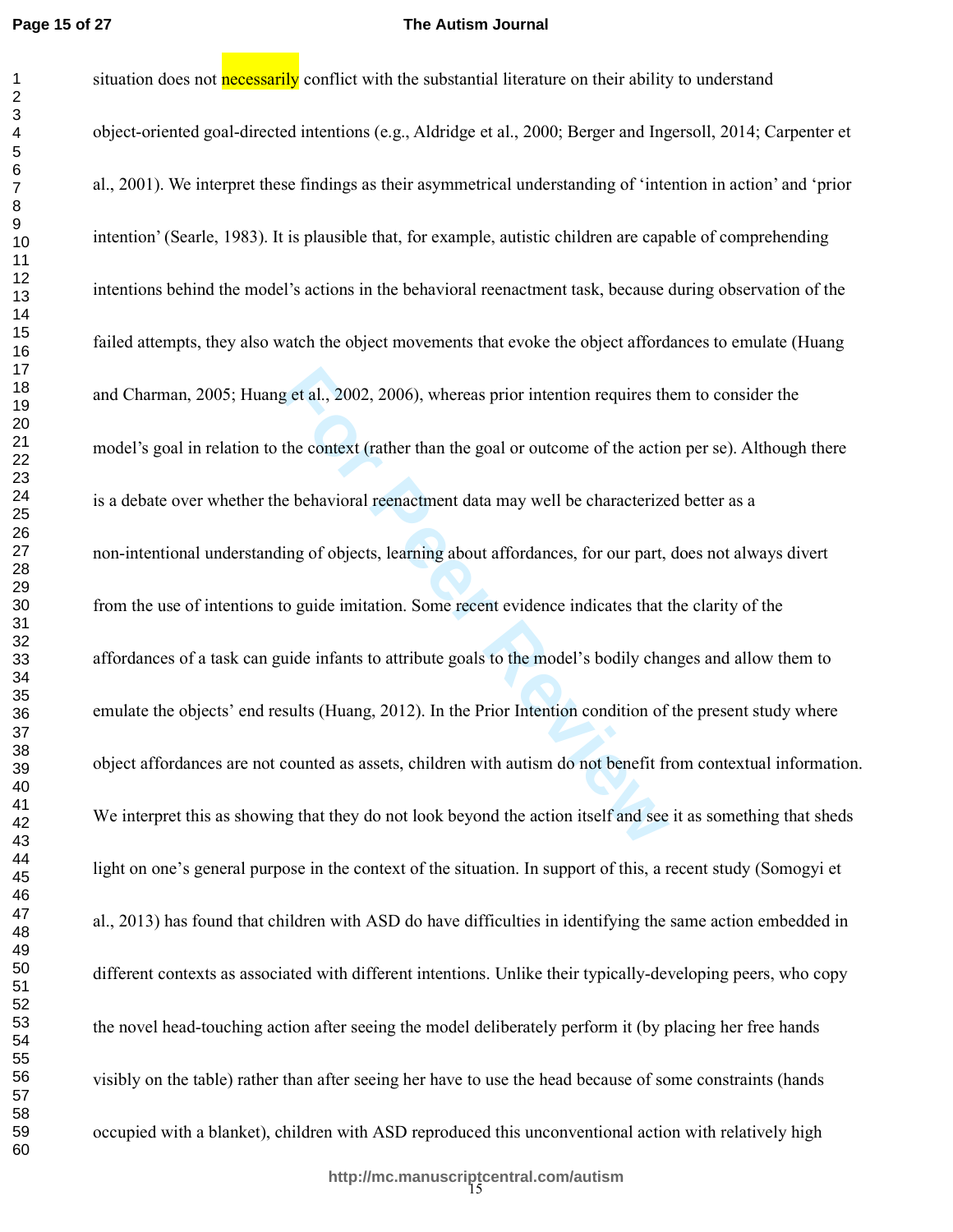situation does not necessarily conflict with the substantial literature on their ability to understand object-oriented goal-directed intentions (e.g., Aldridge et al., 2000; Berger and Ingersoll, 2014; Carpenter et al., 2001). We interpret these findings as their asymmetrical understanding of ‘intention in action’ and ‘prior intention’ (Searle, 1983). It is plausible that, for example, autistic children are capable of comprehending intentions behind the model’s actions in the behavioral reenactment task, because during observation of the failed attempts, they also watch the object movements that evoke the object affordances to emulate (Huang and Charman, 2005; Huang et al., 2002, 2006), whereas prior intention requires them to consider the model’s goal in relation to the context (rather than the goal or outcome of the action per se). Although there is a debate over whether the behavioral reenactment data may well be characterized better as a non-intentional understanding of objects, learning about affordances, for our part, does not always divert from the use of intentions to guide imitation. Some recent evidence indicates that the clarity of the affordances of a task can guide infants to attribute goals to the model’s bodily changes and allow them to emulate the objects’ end results (Huang, 2012). In the Prior Intention condition of the present study where object affordances are not counted as assets, children with autism do not benefit from contextual information. We interpret this as showing that they do not look beyond the action itself and see it as something that sheds light on one’s general purpose in the context of the situation. In support of this, a recent study (Somogyi et al., 2013) has found that children with ASD do have difficulties in identifying the same action embedded in different contexts as associated with different intentions. Unlike their typically-developing peers, who copy the novel head-touching action after seeing the model deliberately perform it (by placing her free hands visibly on the table) rather than after seeing her have to use the head because of some constraints (hands occupied with a blanket), children with ASD reproduced this unconventional action with relatively high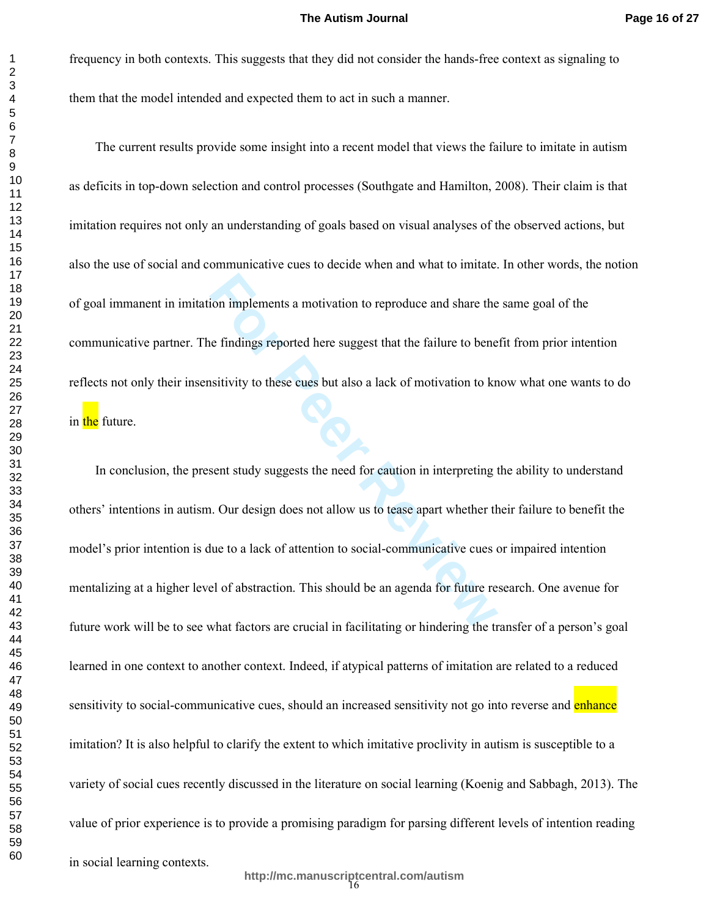frequency in both contexts. This suggests that they did not consider the hands-free context as signaling to them that the model intended and expected them to act in such a manner.

The current results provide some insight into a recent model that views the failure to imitate in autism as deficits in top-down selection and control processes (Southgate and Hamilton, 2008). Their claim is that imitation requires not only an understanding of goals based on visual analyses of the observed actions, but also the use of social and communicative cues to decide when and what to imitate. In other words, the notion of goal immanent in imitation implements a motivation to reproduce and share the same goal of the communicative partner. The findings reported here suggest that the failure to benefit from prior intention reflects not only their insensitivity to these cues but also a lack of motivation to know what one wants to do in the future.

In conclusion, the present study suggests the need for caution in interpreting the ability to understand others' intentions in autism. Our design does not allow us to tease apart whether their failure to benefit the model's prior intention is due to a lack of attention to social-communicative cues or impaired intention mentalizing at a higher level of abstraction. This should be an agenda for future research. One avenue for future work will be to see what factors are crucial in facilitating or hindering the transfer of a person's goal learned in one context to another context. Indeed, if atypical patterns of imitation are related to a reduced sensitivity to social-communicative cues, should an increased sensitivity not go into reverse and enhance imitation? It is also helpful to clarify the extent to which imitative proclivity in autism is susceptible to a variety of social cues recently discussed in the literature on social learning (Koenig and Sabbagh, 2013). The value of prior experience is to provide a promising paradigm for parsing different levels of intention reading in social learning contexts.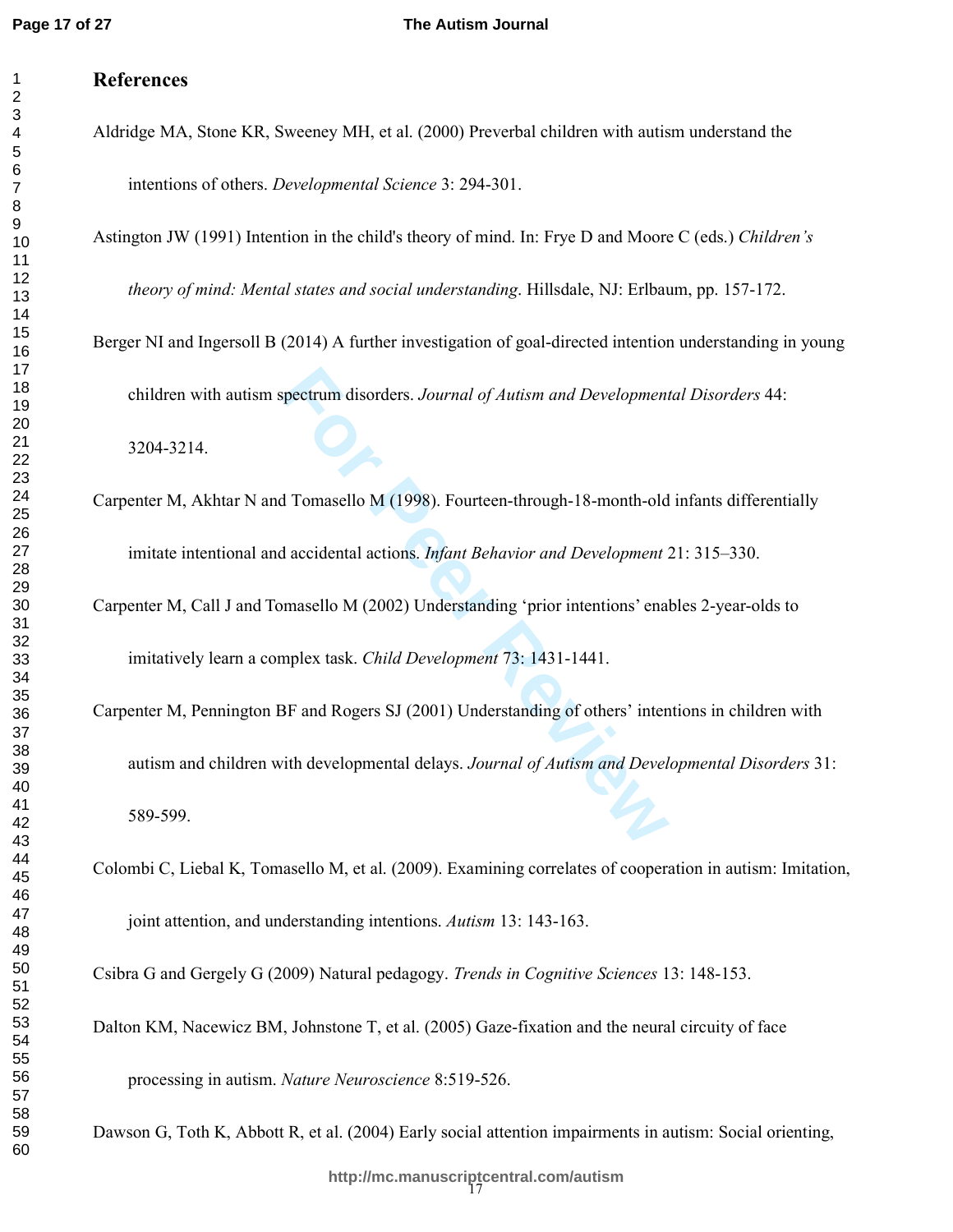## References

Aldridge MA, Stone KR, Sweeney MH, et al. (2000) Preverbal children with autism understand the intentions of others. *Developmental Science* 3: 294-301.

Astington JW (1991) Intention in the child's theory of mind. In: Frye D and Moore C (eds.) *Children's theory of mind: Mental states and social understanding*. Hillsdale, NJ: Erlbaum, pp. 157-172.

Berger NI and Ingersoll B (2014) A further investigation of goal-directed intention understanding in young children with autism spectrum disorders. *Journal of Autism and Developmental Disorders* 44: 3204-3214.

Carpenter M, Akhtar N and Tomasello M (1998). Fourteen-through-18-month-old infants differentially imitate intentional and accidental actions. *Infant Behavior and Development* 21: 315–330.

Carpenter M, Call J and Tomasello M (2002) Understanding 'prior intentions' enables 2-year-olds to imitatively learn a complex task. *Child Development* 73: 1431-1441.

Carpenter M, Pennington BF and Rogers SJ (2001) Understanding of others' intentions in children with autism and children with developmental delays. *Journal of Autism and Developmental Disorders* 31: 589-599.

Colombi C, Liebal K, Tomasello M, et al. (2009). Examining correlates of cooperation in autism: Imitation, joint attention, and understanding intentions. *Autism* 13: 143-163.

Csibra G and Gergely G (2009) Natural pedagogy. *Trends in Cognitive Sciences* 13: 148-153.

Dalton KM, Nacewicz BM, Johnstone T, et al. (2005) Gaze-fixation and the neural circuity of face processing in autism. *Nature Neuroscience* 8:519-526.

Dawson G, Toth K, Abbott R, et al. (2004) Early social attention impairments in autism: Social orienting,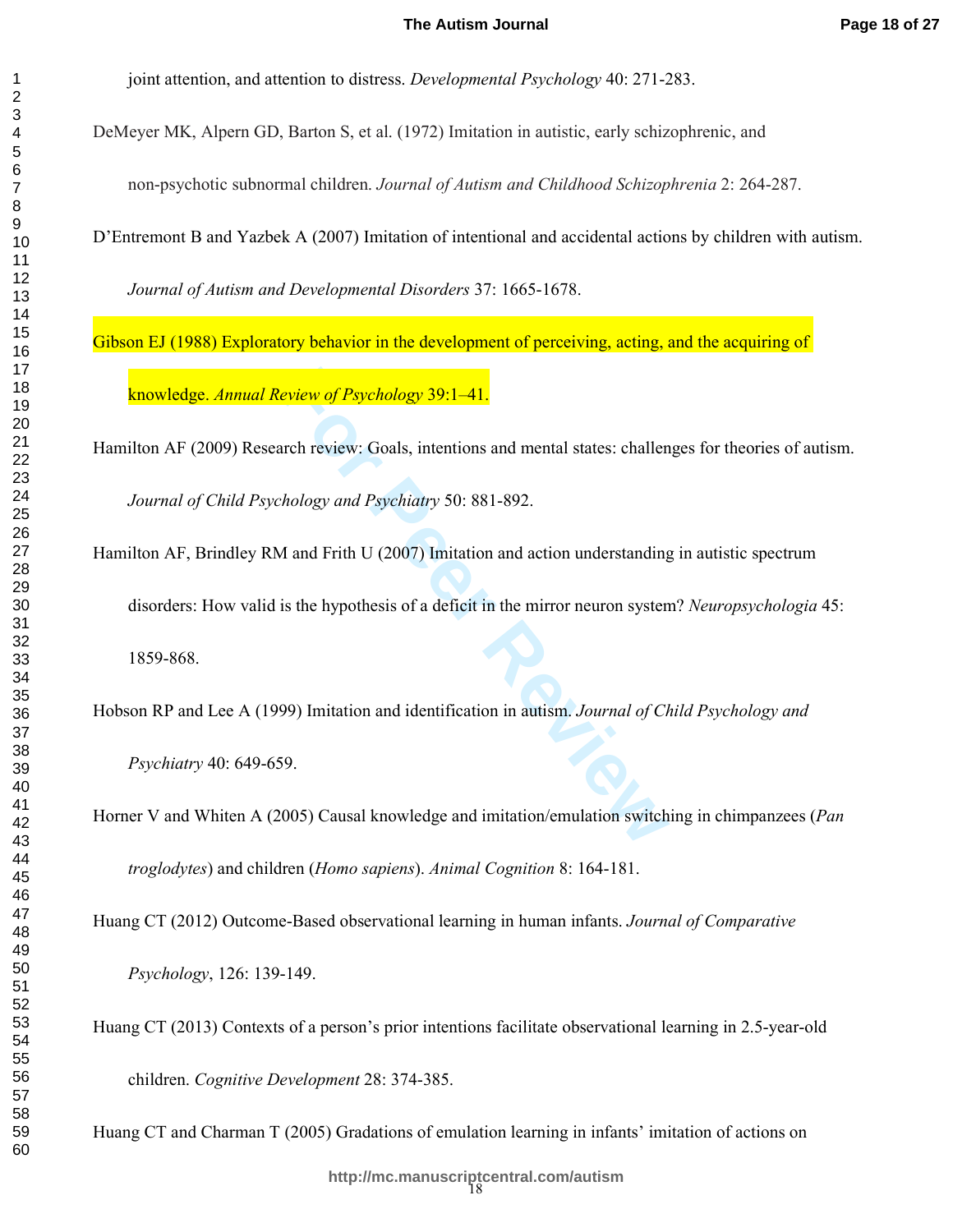joint attention, and attention to distress. *Developmental Psychology* 40: 271-283.

DeMeyer MK, Alpern GD, Barton S, et al. (1972) Imitation in autistic, early schizophrenic, and non-psychotic subnormal children. *Journal of Autism and Childhood Schizophrenia* 2: 264-287.

D'Entremont B and Yazbek A (2007) Imitation of intentional and accidental actions by children with autism. *Journal of Autism and Developmental Disorders* 37: 1665-1678.

Gibson EJ (1988) Exploratory behavior in the development of perceiving, acting, and the acquiring of knowledge. *Annual Review of Psychology* 39:1–41.

Hamilton AF (2009) Research review: Goals, intentions and mental states: challenges for theories of autism. *Journal of Child Psychology and Psychiatry* 50: 881-892.

Hamilton AF, Brindley RM and Frith U (2007) Imitation and action understanding in autistic spectrum disorders: How valid is the hypothesis of a deficit in the mirror neuron system? *Neuropsychologia* 45: 1859-868.

Hobson RP and Lee A (1999) Imitation and identification in autism. *Journal of Child Psychology and Psychiatry* 40: 649-659.

Horner V and Whiten A (2005) Causal knowledge and imitation/emulation switching in chimpanzees (*Pan troglodytes*) and children (*Homo sapiens*). *Animal Cognition* 8: 164-181.

Huang CT (2012) Outcome-Based observational learning in human infants. *Journal of Comparative Psychology*, 126: 139-149.

Huang CT (2013) Contexts of a person's prior intentions facilitate observational learning in 2.5-year-old children. *Cognitive Development* 28: 374-385.

Huang CT and Charman T (2005) Gradations of emulation learning in infants' imitation of actions on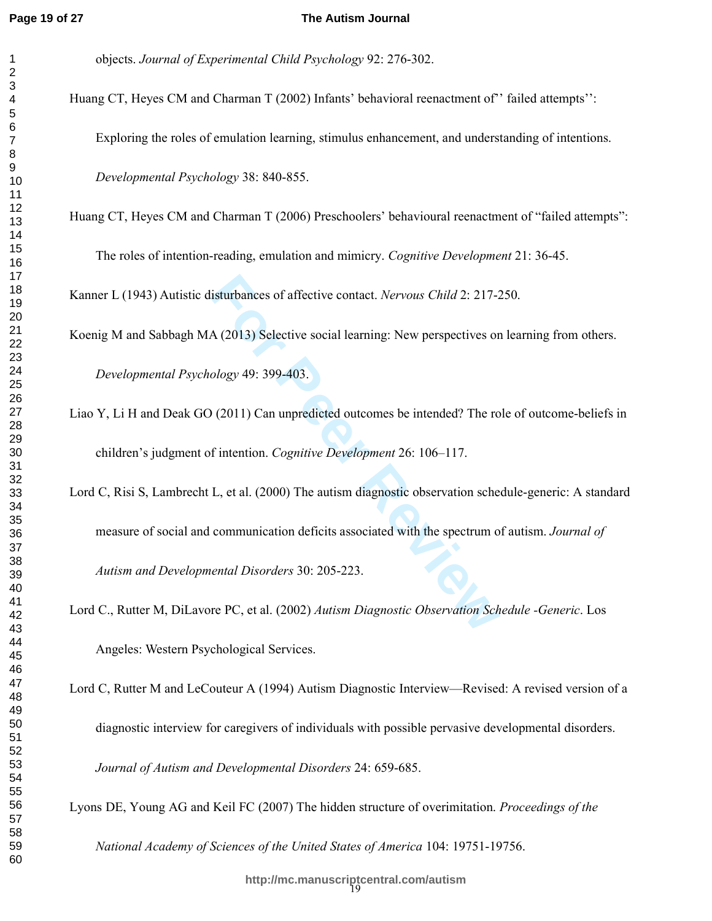objects. *Journal of Experimental Child Psychology* 92: 276-302.

Huang CT, Heyes CM and Charman T (2002) Infants' behavioral reenactment of'' failed attempts'': Exploring the roles of emulation learning, stimulus enhancement, and understanding of intentions. *Developmental Psychology* 38: 840-855.

Huang CT, Heyes CM and Charman T (2006) Preschoolers' behavioural reenactment of "failed attempts": The roles of intention-reading, emulation and mimicry. *Cognitive Development* 21: 36-45.

Kanner L (1943) Autistic disturbances of affective contact. *Nervous Child* 2: 217-250.

Koenig M and Sabbagh MA (2013) Selective social learning: New perspectives on learning from others. *Developmental Psychology* 49: 399-403.

Liao Y, Li H and Deak GO (2011) Can unpredicted outcomes be intended? The role of outcome-beliefs in children's judgment of intention. *Cognitive Development* 26: 106–117.

Lord C, Risi S, Lambrecht L, et al. (2000) The autism diagnostic observation schedule-generic: A standard measure of social and communication deficits associated with the spectrum of autism. *Journal of Autism and Developmental Disorders* 30: 205-223.

Lord C., Rutter M, DiLavore PC, et al. (2002) *Autism Diagnostic Observation Schedule -Generic*. Los Angeles: Western Psychological Services.

Lord C, Rutter M and LeCouteur A (1994) Autism Diagnostic Interview—Revised: A revised version of a diagnostic interview for caregivers of individuals with possible pervasive developmental disorders. *Journal of Autism and Developmental Disorders* 24: 659-685.

Lyons DE, Young AG and Keil FC (2007) The hidden structure of overimitation. *Proceedings of the National Academy of Sciences of the United States of America* 104: 19751-19756.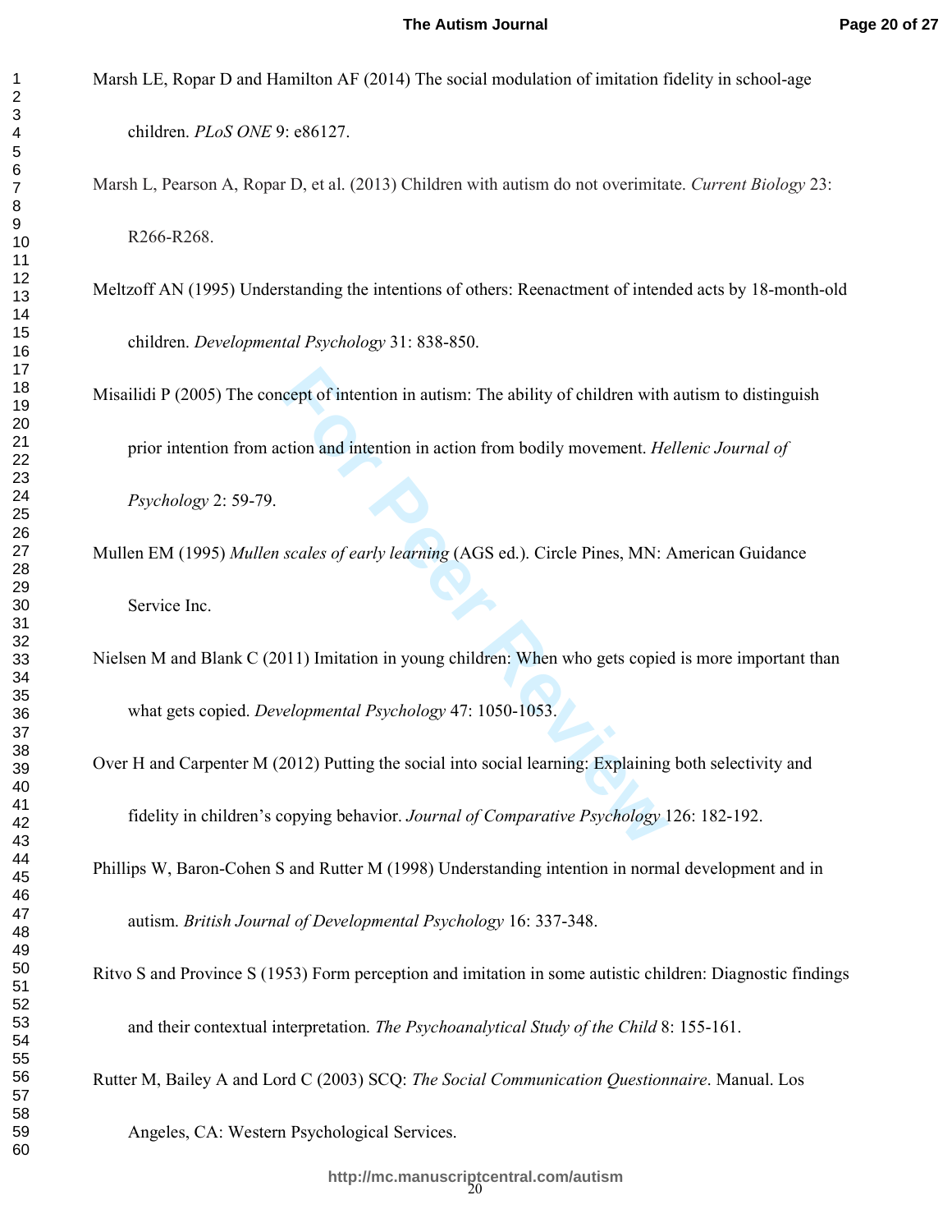Marsh LE, Ropar D and Hamilton AF (2014) The social modulation of imitation fidelity in school-age children. *PLoS ONE* 9: e86127.

Marsh L, Pearson A, Ropar D, et al. (2013) Children with autism do not overimitate. *Current Biology* 23: R266-R268.

Meltzoff AN (1995) Understanding the intentions of others: Reenactment of intended acts by 18-month-old children. *Developmental Psychology* 31: 838-850.

Misailidi P (2005) The concept of intention in autism: The ability of children with autism to distinguish prior intention from action and intention in action from bodily movement. *Hellenic Journal of Psychology* 2: 59-79.

Mullen EM (1995) *Mullen scales of early learning* (AGS ed.). Circle Pines, MN: American Guidance Service Inc.

Nielsen M and Blank C (2011) Imitation in young children: When who gets copied is more important than what gets copied. *Developmental Psychology* 47: 1050-1053.

Over H and Carpenter M (2012) Putting the social into social learning: Explaining both selectivity and fidelity in children's copying behavior. *Journal of Comparative Psychology* 126: 182-192.

Phillips W, Baron-Cohen S and Rutter M (1998) Understanding intention in normal development and in autism. *British Journal of Developmental Psychology* 16: 337-348.

Ritvo S and Province S (1953) Form perception and imitation in some autistic children: Diagnostic findings and their contextual interpretation. *The Psychoanalytical Study of the Child* 8: 155-161.

Rutter M, Bailey A and Lord C (2003) SCQ: *The Social Communication Questionnaire*. Manual. Los Angeles, CA: Western Psychological Services.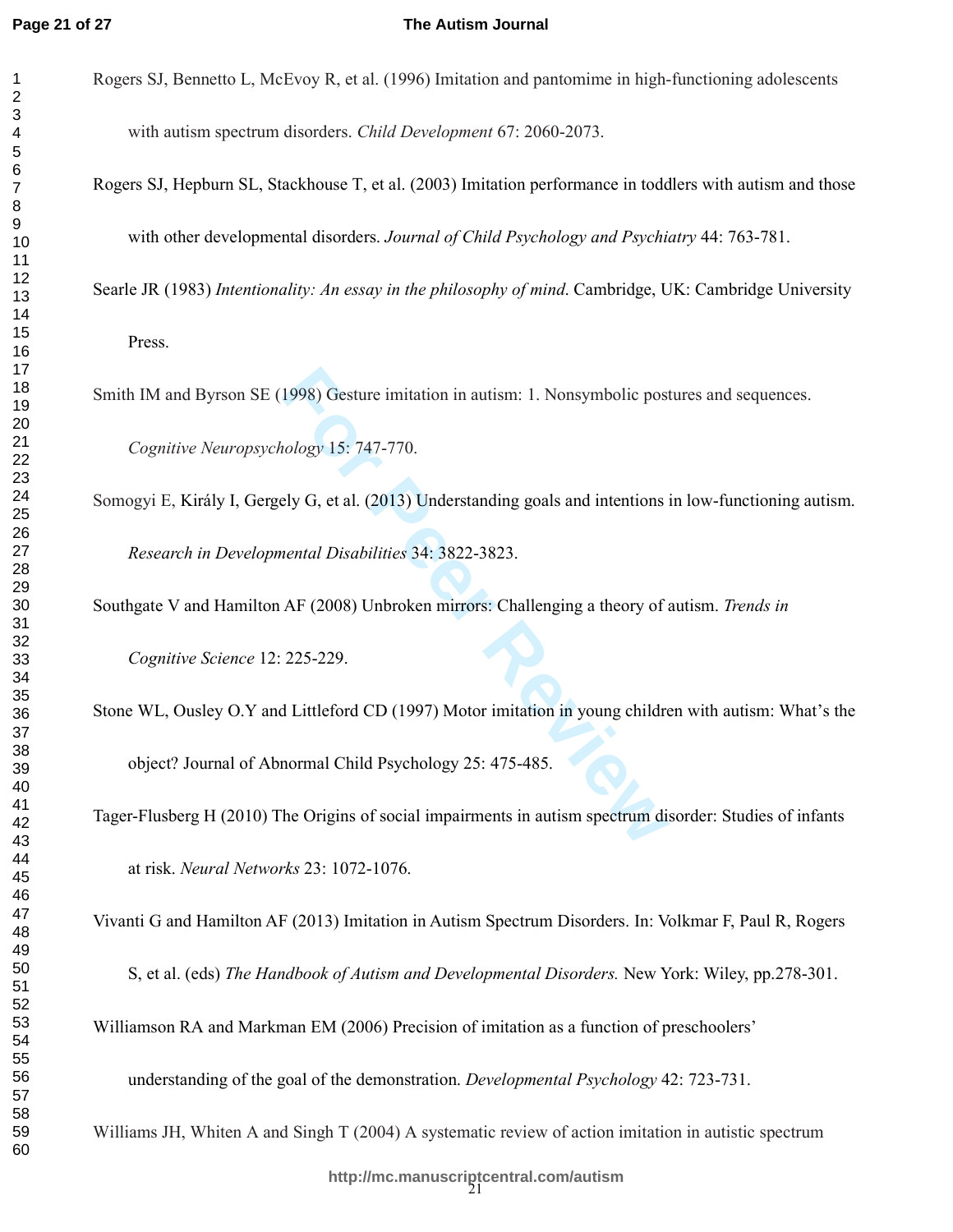Rogers SJ, Bennetto L, McEvoy R, et al. (1996) Imitation and pantomime in high-functioning adolescents with autism spectrum disorders. *Child Development* 67: 2060-2073.

Rogers SJ, Hepburn SL, Stackhouse T, et al. (2003) Imitation performance in toddlers with autism and those with other developmental disorders. *Journal of Child Psychology and Psychiatry* 44: 763-781.

Searle JR (1983) *Intentionality: An essay in the philosophy of mind*. Cambridge, UK: Cambridge University Press.

Smith IM and Byrson SE (1998) Gesture imitation in autism: 1. Nonsymbolic postures and sequences. *Cognitive Neuropsychology* 15: 747-770.

Somogyi E, Király I, Gergely G, et al. (2013) Understanding goals and intentions in low-functioning autism. *Research in Developmental Disabilities* 34: 3822-3823.

Southgate V and Hamilton AF (2008) Unbroken mirrors: Challenging a theory of autism. *Trends in Cognitive Science* 12: 225-229.

Stone WL, Ousley O.Y and Littleford CD (1997) Motor imitation in young children with autism: What's the object? Journal of Abnormal Child Psychology 25: 475-485.

Tager-Flusberg H (2010) The Origins of social impairments in autism spectrum disorder: Studies of infants at risk. *Neural Networks* 23: 1072-1076.

Vivanti G and Hamilton AF (2013) Imitation in Autism Spectrum Disorders. In: Volkmar F, Paul R, Rogers S, et al. (eds) *The Handbook of Autism and Developmental Disorders.* New York: Wiley, pp.278-301.

Williamson RA and Markman EM (2006) Precision of imitation as a function of preschoolers' understanding of the goal of the demonstration. *Developmental Psychology* 42: 723-731.

Williams JH, Whiten A and Singh T (2004) A systematic review of action imitation in autistic spectrum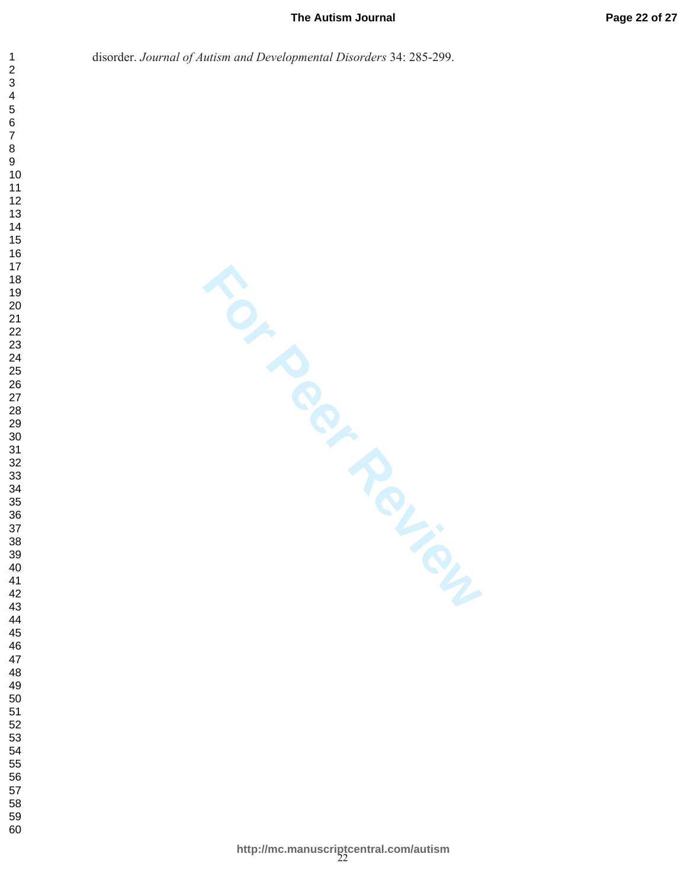disorder. *Journal of Autism and Developmental Disorders* 34: 285-299.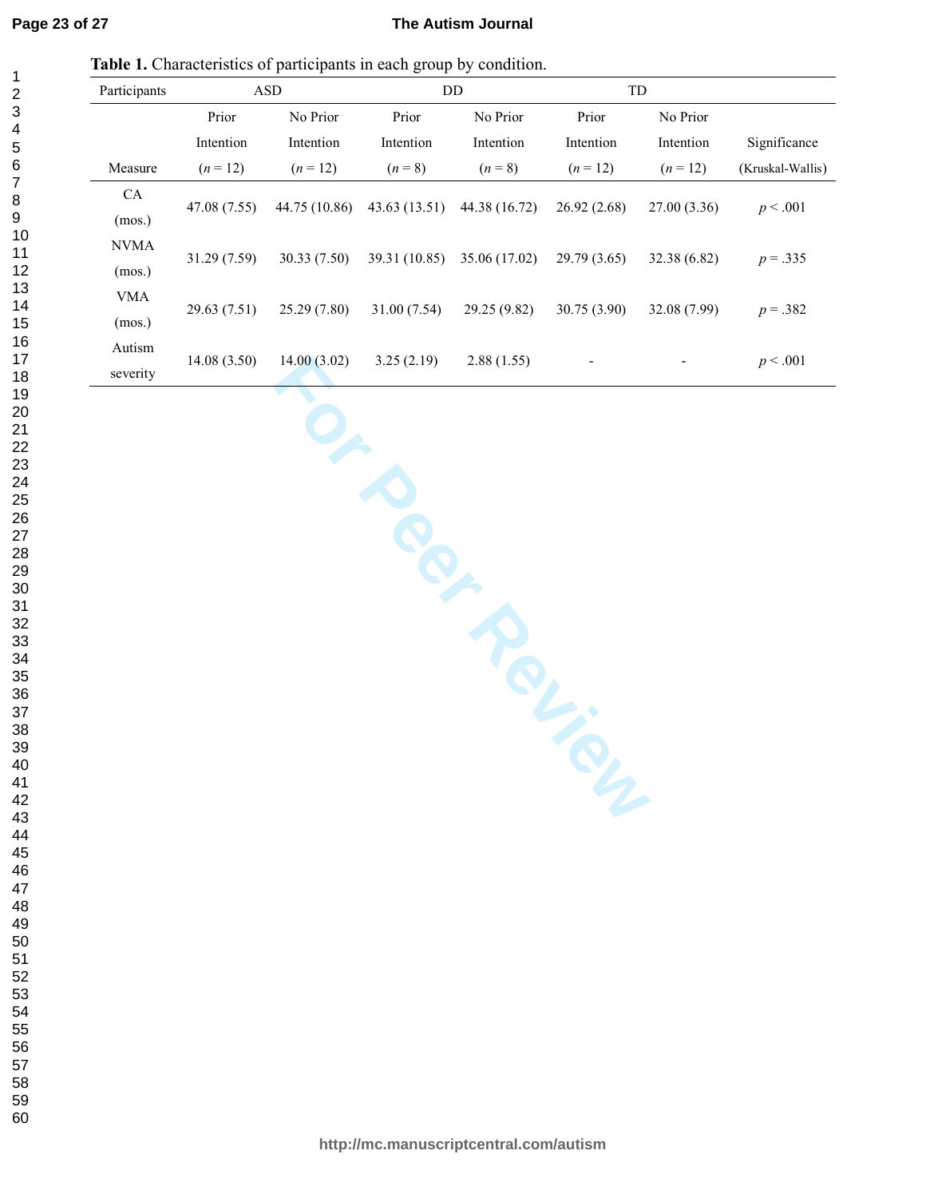**Table 1.** Characteristics of participants in each group by condition.

| Participants | ASD | | DD | | TD | | |
|---|---|---|---|---|---|---|---|
| Measure | Prior Intention (*n* = 12) | No Prior Intention (*n* = 12) | Prior Intention (*n* = 8) | No Prior Intention (*n* = 8) | Prior Intention (*n* = 12) | No Prior Intention (*n* = 12) | Significance (Kruskal-Wallis) |
| CA (mos.) | 47.08 (7.55) | 44.75 (10.86) | 43.63 (13.51) | 44.38 (16.72) | 26.92 (2.68) | 27.00 (3.36) | $p < .001$ |
| NVMA (mos.) | 31.29 (7.59) | 30.33 (7.50) | 39.31 (10.85) | 35.06 (17.02) | 29.79 (3.65) | 32.38 (6.82) | $p = .335$ |
| VMA (mos.) | 29.63 (7.51) | 25.29 (7.80) | 31.00 (7.54) | 29.25 (9.82) | 30.75 (3.90) | 32.08 (7.99) | $p = .382$ |
| Autism severity | 14.08 (3.50) | 14.00 (3.02) | 3.25 (2.19) | 2.88 (1.55) | - | - | $p < .001$ |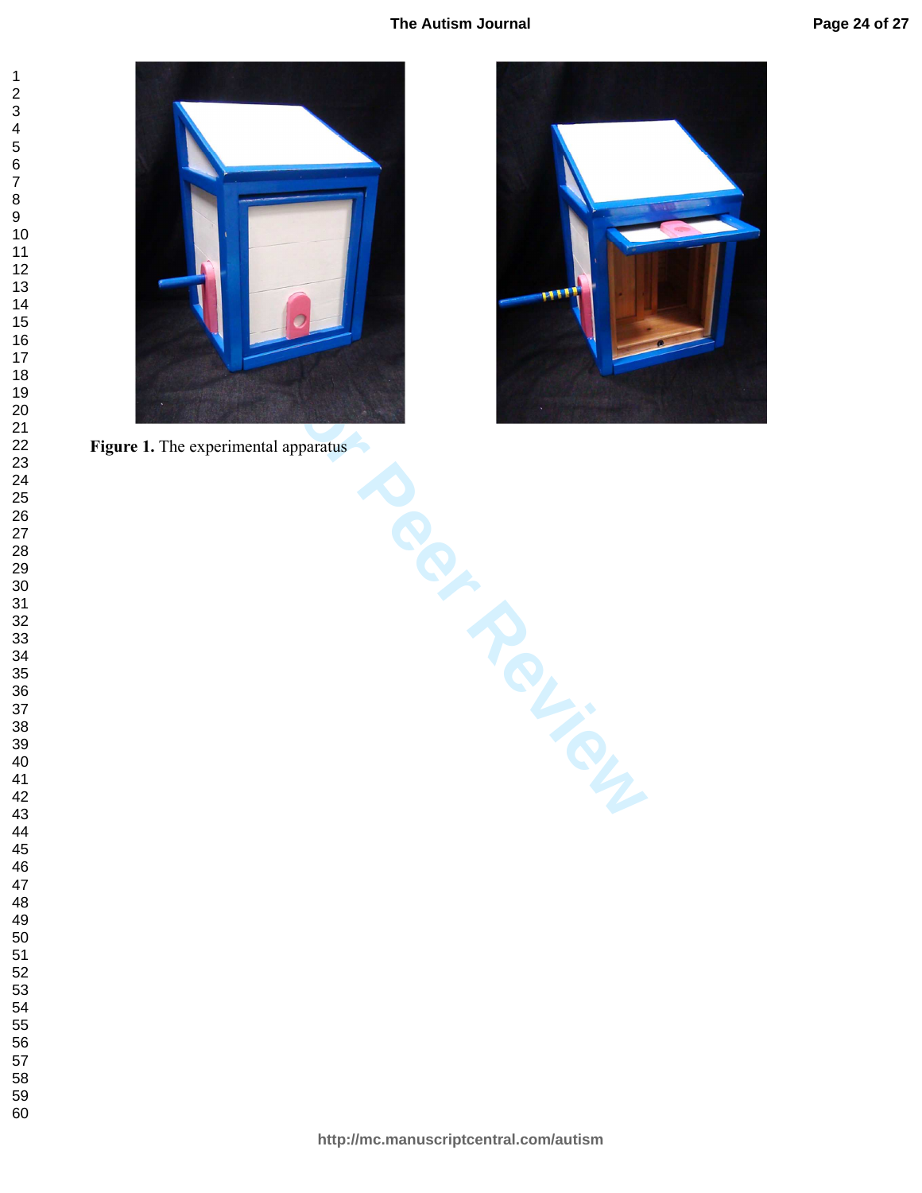**Figure 1.** The experimental apparatus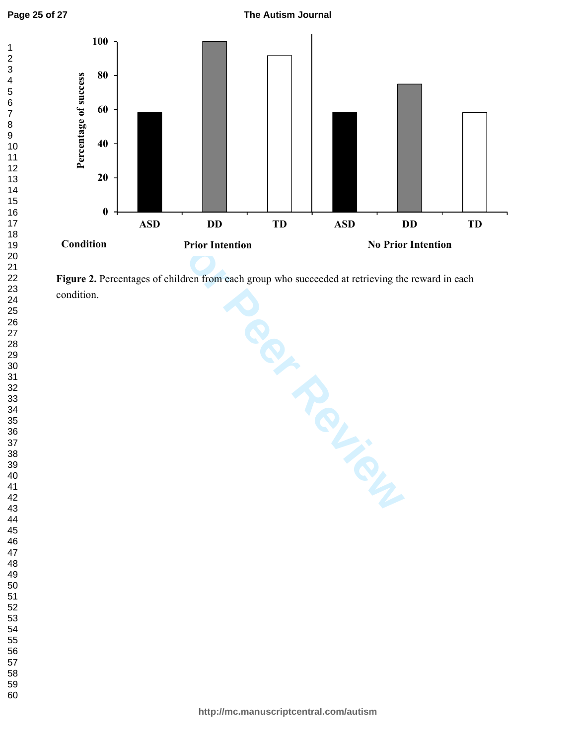**Figure 2.** Percentages of children from each group who succeeded at retrieving the reward in each condition.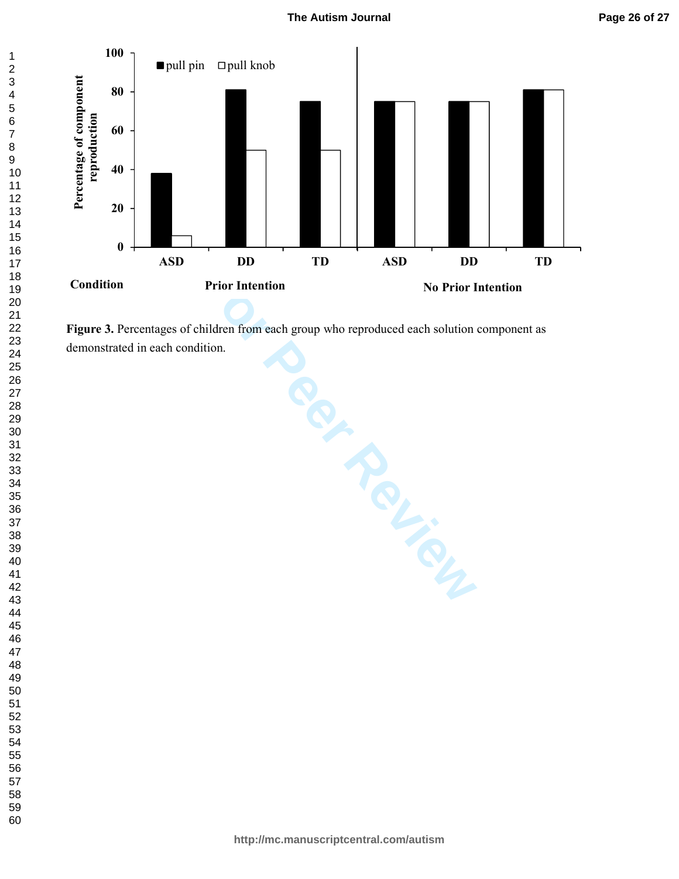**Figure 3.** Percentages of children from each group who reproduced each solution component as demonstrated in each condition.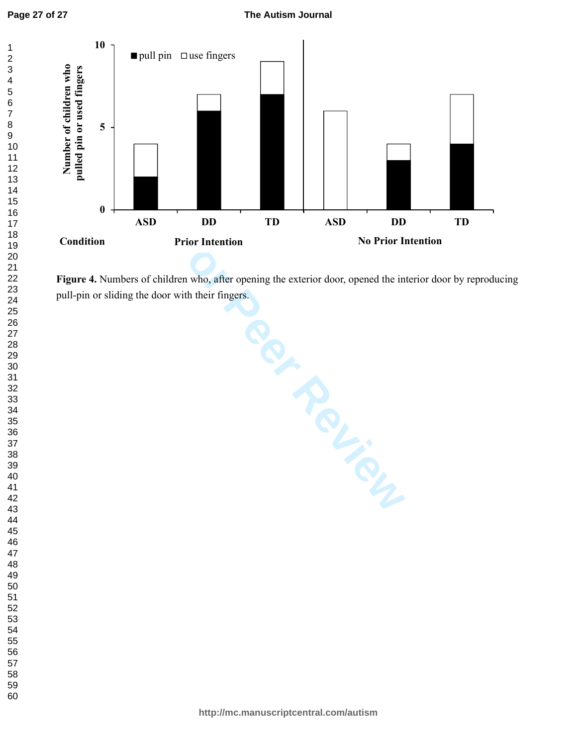10

5

0

■ pull pin □ use fingers

Number of children who pulled pin or used fingers

ASD DD TD ASD DD TD

Condition

Prior Intention

No Prior Intention

**Figure 4.** Numbers of children who, after opening the exterior door, opened the interior door by reproducing pull-pin or sliding the door with their fingers.